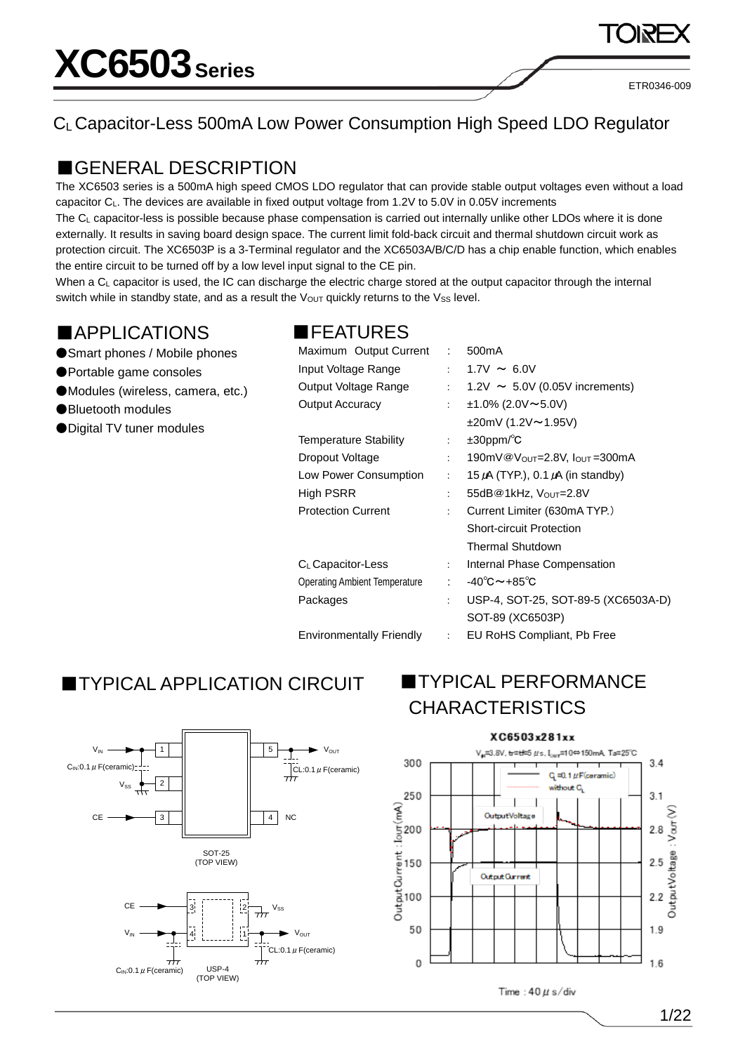# XC6503 Series

ETR0346-009

## $C_L$ Capacitor-Less 500mA Low Power Consumption High Speed LDO Regulator

## ■GENERAL DESCRIPTION

The XC6503 series is a 500mA high speed CMOS LDO regulator that can provide stable output voltages even without a load capacitor $C_L$. The devices are available in fixed output voltage from 1.2V to 5.0V in 0.05V increments

The $C_L$ capacitor-less is possible because phase compensation is carried out internally unlike other LDOs where it is done externally. It results in saving board design space. The current limit fold-back circuit and thermal shutdown circuit work as protection circuit. The XC6503P is a 3-Terminal regulator and the XC6503A/B/C/D has a chip enable function, which enables the entire circuit to be turned off by a low level input signal to the CE pin.

When a $C_L$ capacitor is used, the IC can discharge the electric charge stored at the output capacitor through the internal switch while in standby state, and as a result the $V_{OUT}$ quickly returns to the $V_{SS}$ level.

## ■APPLICATIONS

- Smart phones / Mobile phones
- Portable game consoles
- Modules (wireless, camera, etc.)
- Bluetooth modules
- Digital TV tuner modules

## ■FEATURES

| | | |
|---|---|---|
| Maximum Output Current | : | 500mA |
| Input Voltage Range | : | 1.7V ～ 6.0V |
| Output Voltage Range | : | 1.2V ～ 5.0V (0.05V increments) |
| Output Accuracy | : | ±1.0% (2.0V～5.0V) |
| | | ±20mV (1.2V～1.95V) |
| Temperature Stability | : | ±30ppm/℃ |
| Dropout Voltage | : | 190mV@$V_{OUT}$=2.8V, $I_{OUT}$=300mA |
| Low Power Consumption | : | 15 μA (TYP.), 0.1 μA (in standby) |
| High PSRR | : | 55dB@1kHz, $V_{OUT}$=2.8V |
| Protection Current | : | Current Limiter (630mA TYP.) |
| | | Short-circuit Protection |
| | | Thermal Shutdown |
| $C_L$ Capacitor-Less | : | Internal Phase Compensation |
| Operating Ambient Temperature | : | -40℃～+85℃ |
| Packages | : | USP-4, SOT-25, SOT-89-5 (XC6503A-D) |
| | | SOT-89 (XC6503P) |
| Environmentally Friendly | : | EU RoHS Compliant, Pb Free |

## ■TYPICAL APPLICATION CIRCUIT

$V_{IN}$ 1, $C_{IN}$:0.1 μF(ceramic), $V_{SS}$ 2, CE 3, 5 $V_{OUT}$, CL:0.1 μF(ceramic), 4 NC

SOT-25
(TOP VIEW)

CE 3, $V_{IN}$ 4, 2 $V_{SS}$, 1 $V_{OUT}$, CL:0.1 μF(ceramic), $C_{IN}$:0.1 μF(ceramic)

USP-4
(TOP VIEW)

## ■TYPICAL PERFORMANCE CHARACTERISTICS

XC6503x281xx

$V_{IN}$=3.8V, tr=tf=5 μs, $I_{OUT}$=10⇔150mA, Ta=25℃

$C_L$=0.1 μF(ceramic)
without $C_L$

Output Voltage
Output Current

Output Current : $I_{OUT}$ (mA): 0, 50, 100, 150, 200, 250, 300

Output Voltage : $V_{OUT}$ (V): 1.6, 1.9, 2.2, 2.5, 2.8, 3.1, 3.4

Time : 40 μs/div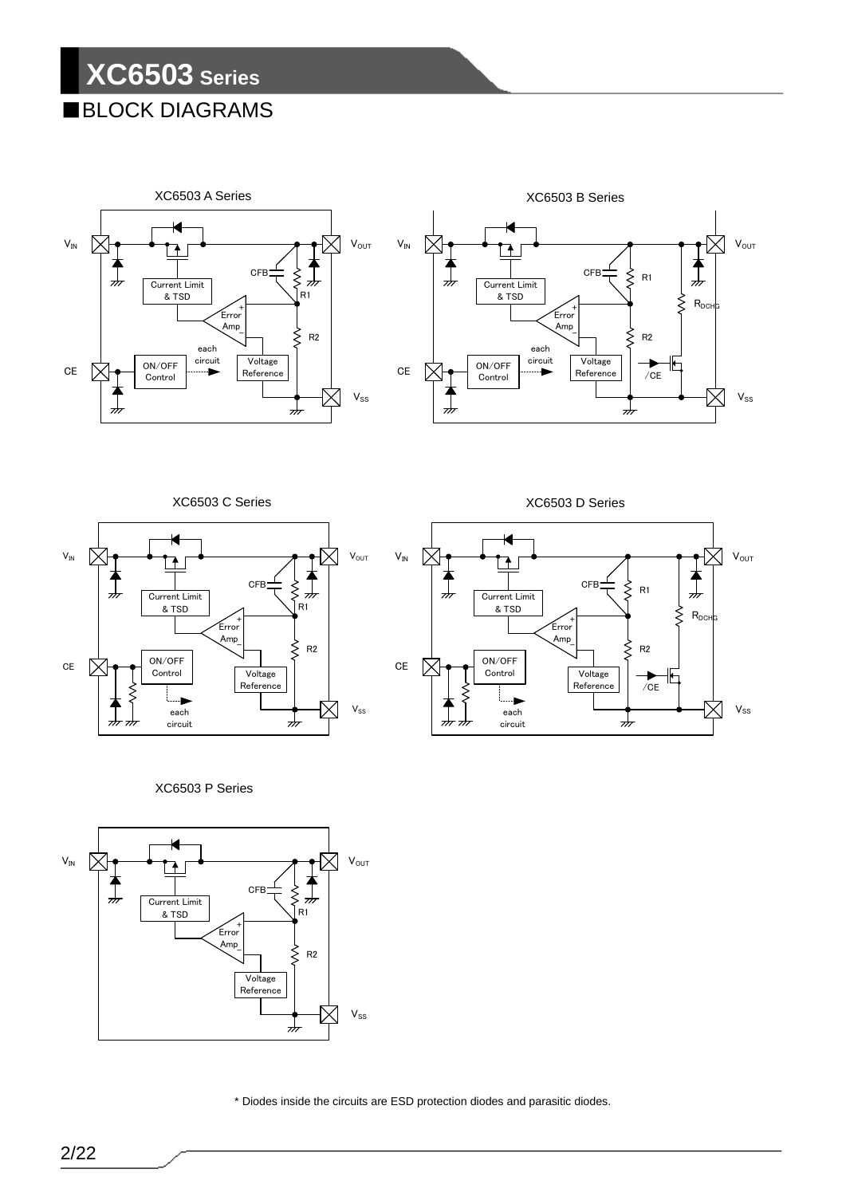## ■BLOCK DIAGRAMS

XC6503 A Series

$V_{IN}$
$V_{OUT}$
CFB
R1
R2
Current Limit & TSD
Error Amp
each circuit
ON/OFF Control
Voltage Reference
CE
$V_{SS}$

XC6503 B Series

$V_{IN}$
$V_{OUT}$
CFB
R1
R2
$R_{DCHG}$
Current Limit & TSD
Error Amp
each circuit
ON/OFF Control
Voltage Reference
/CE
CE
$V_{SS}$

XC6503 C Series

$V_{IN}$
$V_{OUT}$
CFB
R1
R2
Current Limit & TSD
Error Amp
ON/OFF Control
Voltage Reference
each circuit
CE
$V_{SS}$

XC6503 D Series

$V_{IN}$
$V_{OUT}$
CFB
R1
R2
$R_{DCHG}$
Current Limit & TSD
Error Amp
ON/OFF Control
Voltage Reference
/CE
each circuit
CE
$V_{SS}$

XC6503 P Series

$V_{IN}$
$V_{OUT}$
CFB
R1
R2
Current Limit & TSD
Error Amp
Voltage Reference
$V_{SS}$

\* Diodes inside the circuits are ESD protection diodes and parasitic diodes.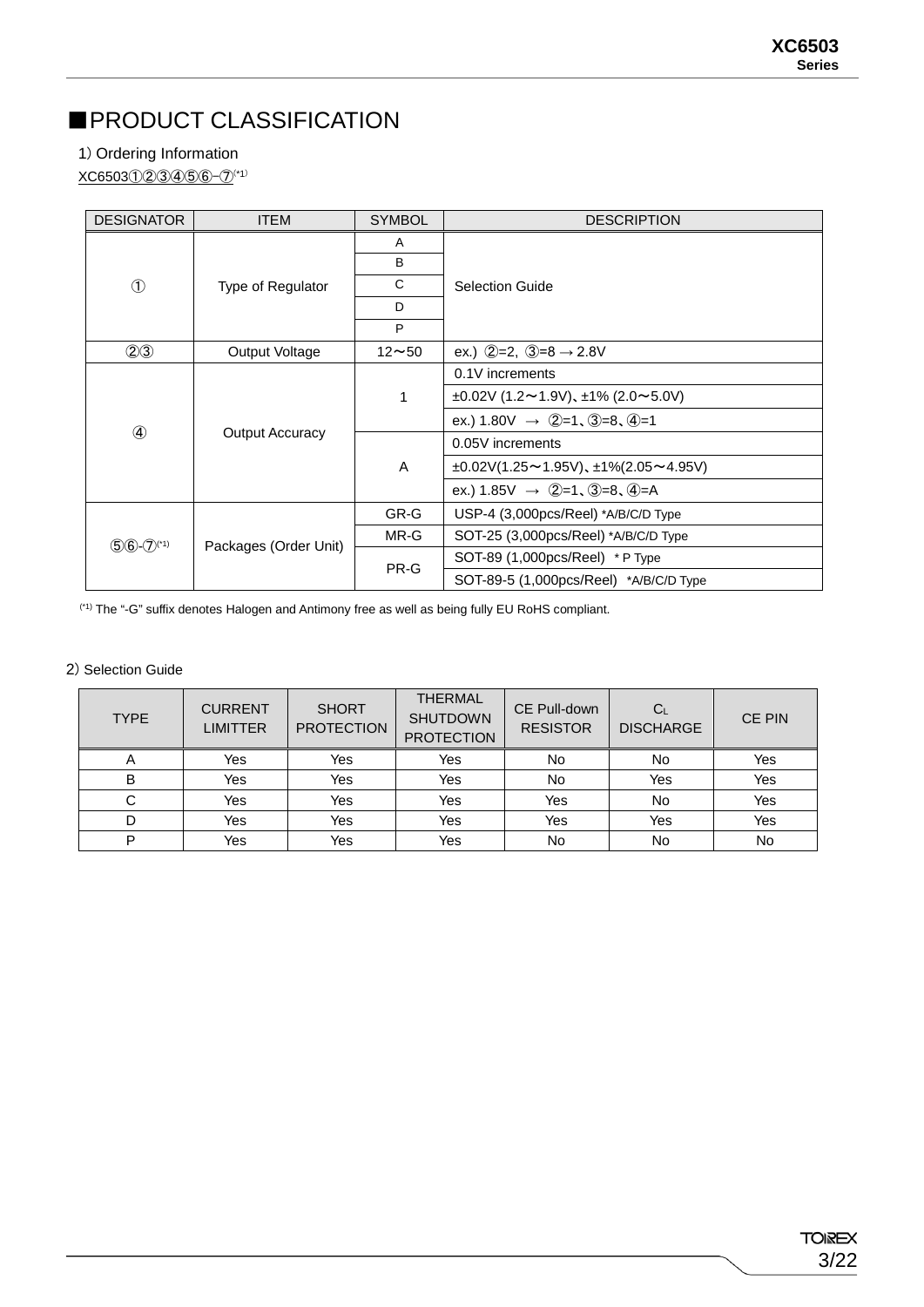# ■PRODUCT CLASSIFICATION

1) Ordering Information

XC6503①②③④⑤⑥-⑦(*1)

| DESIGNATOR | ITEM | SYMBOL | DESCRIPTION |
|---|---|---|---|
| ① | Type of Regulator | A | Selection Guide |
| | | B | |
| | | C | |
| | | D | |
| | | P | |
| ②③ | Output Voltage | 12～50 | ex.) ②=2, ③=8 → 2.8V |
| ④ | Output Accuracy | 1 | 0.1V increments |
| | | | ±0.02V (1.2～1.9V)、±1% (2.0～5.0V) |
| | | | ex.) 1.80V → ②=1、③=8、④=1 |
| | | A | 0.05V increments |
| | | | ±0.02V(1.25～1.95V)、±1%(2.05～4.95V) |
| | | | ex.) 1.85V → ②=1、③=8、④=A |
| ⑤⑥-⑦(*1) | Packages (Order Unit) | GR-G | USP-4 (3,000pcs/Reel) *A/B/C/D Type |
| | | MR-G | SOT-25 (3,000pcs/Reel) *A/B/C/D Type |
| | | PR-G | SOT-89 (1,000pcs/Reel) * P Type |
| | | | SOT-89-5 (1,000pcs/Reel) *A/B/C/D Type |

(*1) The "-G" suffix denotes Halogen and Antimony free as well as being fully EU RoHS compliant.

2) Selection Guide

| TYPE | CURRENT LIMITTER | SHORT PROTECTION | THERMAL SHUTDOWN PROTECTION | CE Pull-down RESISTOR | $C_L$ DISCHARGE | CE PIN |
|---|---|---|---|---|---|---|
| A | Yes | Yes | Yes | No | No | Yes |
| B | Yes | Yes | Yes | No | Yes | Yes |
| C | Yes | Yes | Yes | Yes | No | Yes |
| D | Yes | Yes | Yes | Yes | Yes | Yes |
| P | Yes | Yes | Yes | No | No | No |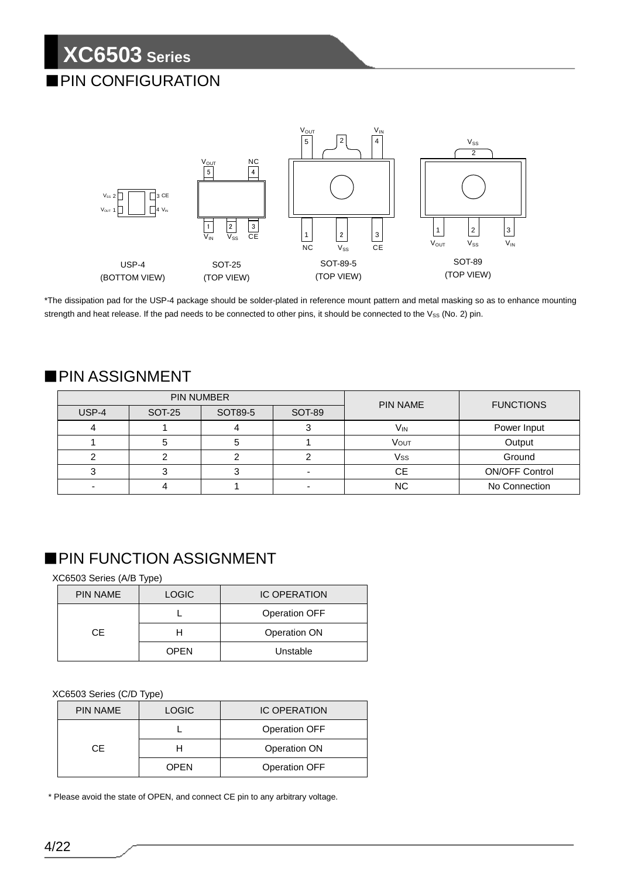## ■PIN CONFIGURATION

USP-4
(BOTTOM VIEW)

SOT-25
(TOP VIEW)

SOT-89-5
(TOP VIEW)

SOT-89
(TOP VIEW)

*The dissipation pad for the USP-4 package should be solder-plated in reference mount pattern and metal masking so as to enhance mounting strength and heat release. If the pad needs to be connected to other pins, it should be connected to the $V_{SS}$ (No. 2) pin.

## ■PIN ASSIGNMENT

| PIN NUMBER | | | | PIN NAME | FUNCTIONS |
|---|---|---|---|---|---|
| USP-4 | SOT-25 | SOT89-5 | SOT-89 | | |
| 4 | 1 | 4 | 3 | $V_{IN}$ | Power Input |
| 1 | 5 | 5 | 1 | $V_{OUT}$ | Output |
| 2 | 2 | 2 | 2 | $V_{SS}$ | Ground |
| 3 | 3 | 3 | - | CE | ON/OFF Control |
| - | 4 | 1 | - | NC | No Connection |

## ■PIN FUNCTION ASSIGNMENT

XC6503 Series (A/B Type)

| PIN NAME | LOGIC | IC OPERATION |
|---|---|---|
| CE | L | Operation OFF |
| | H | Operation ON |
| | OPEN | Unstable |

XC6503 Series (C/D Type)

| PIN NAME | LOGIC | IC OPERATION |
|---|---|---|
| CE | L | Operation OFF |
| | H | Operation ON |
| | OPEN | Operation OFF |

* Please avoid the state of OPEN, and connect CE pin to any arbitrary voltage.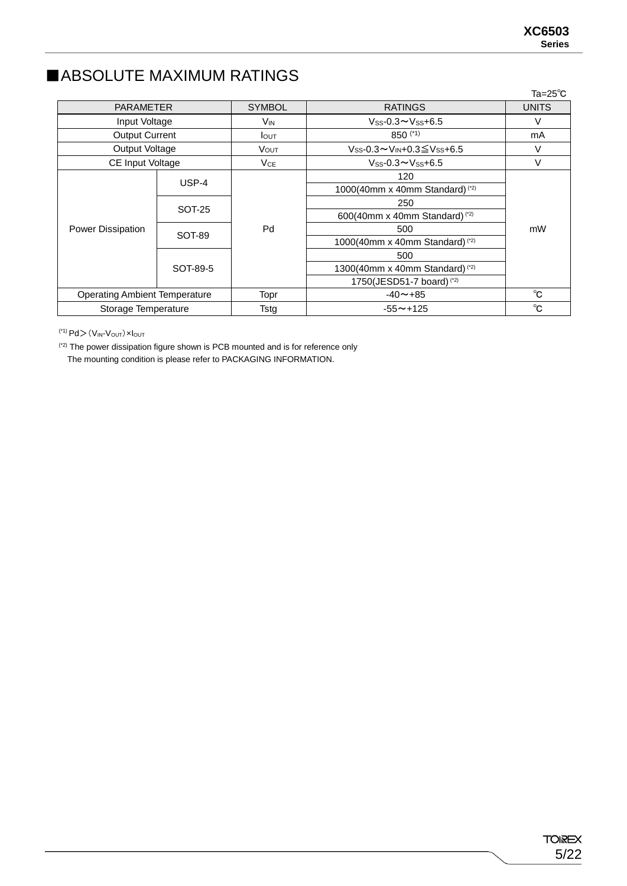## ■ABSOLUTE MAXIMUM RATINGS

Ta=25℃

| PARAMETER | | SYMBOL | RATINGS | UNITS |
|---|---|---|---|---|
| Input Voltage | | $V_{IN}$ | $V_{SS}$-0.3～$V_{SS}$+6.5 | V |
| Output Current | | $I_{OUT}$ | 850 (*1) | mA |
| Output Voltage | | $V_{OUT}$ | $V_{SS}$-0.3～$V_{IN}$+0.3≦$V_{SS}$+6.5 | V |
| CE Input Voltage | | $V_{CE}$ | $V_{SS}$-0.3～$V_{SS}$+6.5 | V |
| Power Dissipation | USP-4 | Pd | 120 | mW |
| | | | 1000(40mm x 40mm Standard) (*2) | |
| | SOT-25 | | 250 | |
| | | | 600(40mm x 40mm Standard) (*2) | |
| | SOT-89 | | 500 | |
| | | | 1000(40mm x 40mm Standard) (*2) | |
| | SOT-89-5 | | 500 | |
| | | | 1300(40mm x 40mm Standard) (*2) | |
| | | | 1750(JESD51-7 board) (*2) | |
| Operating Ambient Temperature | | Topr | -40～+85 | ℃ |
| Storage Temperature | | Tstg | -55～+125 | ℃ |

(*1) Pd＞($V_{IN}$-$V_{OUT}$)×$I_{OUT}$

(*2) The power dissipation figure shown is PCB mounted and is for reference only
The mounting condition is please refer to PACKAGING INFORMATION.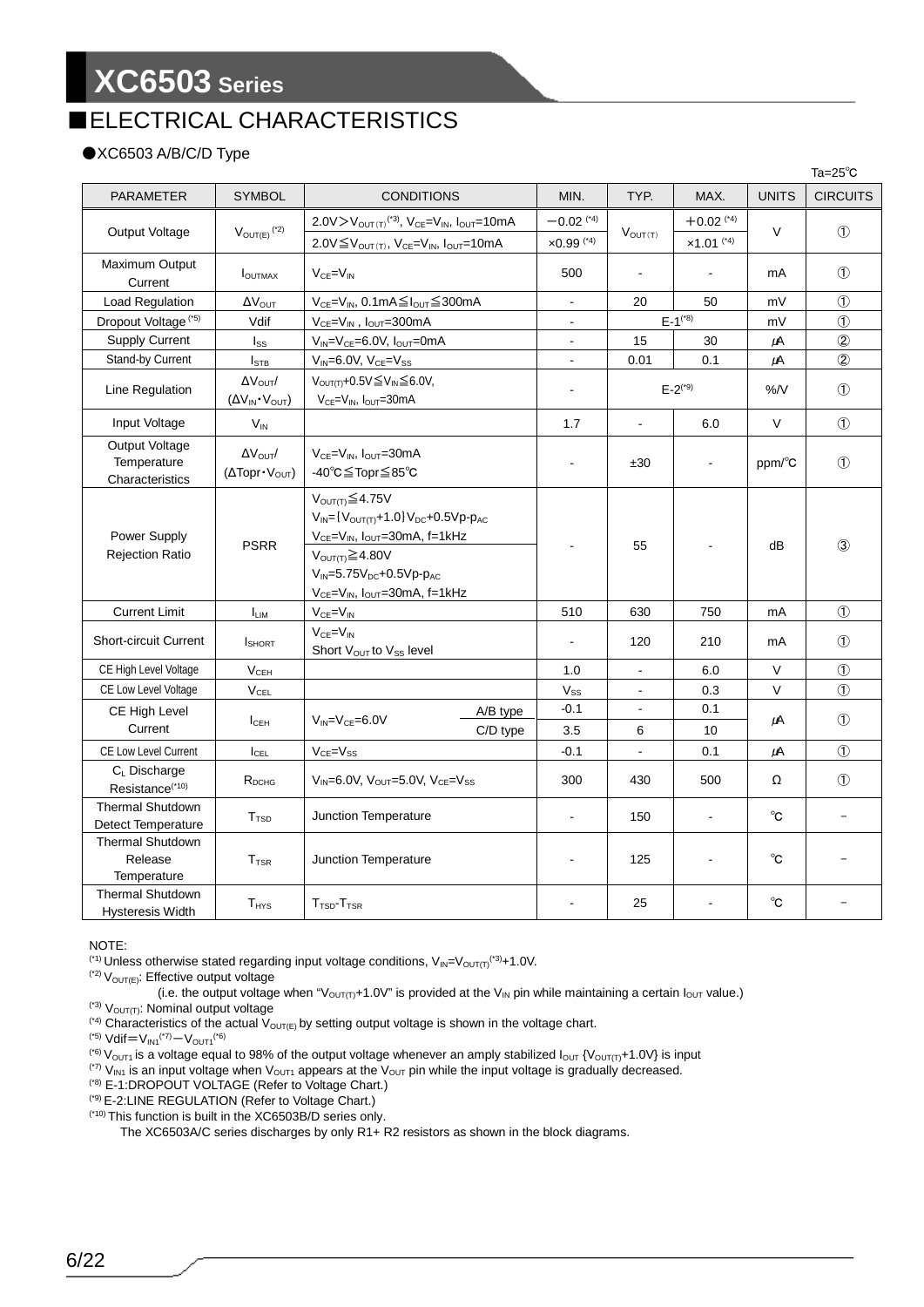# XC6503 Series

## ■ELECTRICAL CHARACTERISTICS

●XC6503 A/B/C/D Type

Ta=25℃

| PARAMETER | SYMBOL | CONDITIONS | MIN. | TYP. | MAX. | UNITS | CIRCUITS |
|---|---|---|---|---|---|---|---|
| Output Voltage | $V_{OUT(E)}$ (*2) | 2.0V＞$V_{OUT(T)}$ (*3), $V_{CE}$=$V_{IN}$, $I_{OUT}$=10mA | −0.02 (*4) | $V_{OUT(T)}$ | ＋0.02 (*4) | V | ① |
| | | 2.0V≦$V_{OUT(T)}$, $V_{CE}$=$V_{IN}$, $I_{OUT}$=10mA | ×0.99 (*4) | | ×1.01 (*4) | | |
| Maximum Output Current | $I_{OUTMAX}$ | $V_{CE}$=$V_{IN}$ | 500 | - | - | mA | ① |
| Load Regulation | $\Delta V_{OUT}$ | $V_{CE}$=$V_{IN}$, 0.1mA≦$I_{OUT}$≦300mA | - | 20 | 50 | mV | ① |
| Dropout Voltage (*5) | Vdif | $V_{CE}$=$V_{IN}$ , $I_{OUT}$=300mA | - | E-1(*8) | | mV | ① |
| Supply Current | $I_{SS}$ | $V_{IN}$=$V_{CE}$=6.0V, $I_{OUT}$=0mA | - | 15 | 30 | μA | ② |
| Stand-by Current | $I_{STB}$ | $V_{IN}$=6.0V, $V_{CE}$=$V_{SS}$ | - | 0.01 | 0.1 | μA | ② |
| Line Regulation | $\Delta V_{OUT}$/ ($\Delta V_{IN}$・$V_{OUT}$) | $V_{OUT(T)}$+0.5V≦$V_{IN}$≦6.0V, $V_{CE}$=$V_{IN}$, $I_{OUT}$=30mA | - | E-2(*9) | | %/V | ① |
| Input Voltage | $V_{IN}$ | | 1.7 | - | 6.0 | V | ① |
| Output Voltage Temperature Characteristics | $\Delta V_{OUT}$/ ($\Delta$Topr・$V_{OUT}$) | $V_{CE}$=$V_{IN}$, $I_{OUT}$=30mA -40℃≦Topr≦85℃ | - | ±30 | - | ppm/℃ | ① |
| Power Supply Rejection Ratio | PSRR | $V_{OUT(T)}$≦4.75V $V_{IN}$={$V_{OUT(T)}$+1.0}$V_{DC}$+0.5Vp-$p_{AC}$ $V_{CE}$=$V_{IN}$, $I_{OUT}$=30mA, f=1kHz | - | 55 | - | dB | ③ |
| | | $V_{OUT(T)}$≧4.80V $V_{IN}$=5.75$V_{DC}$+0.5Vp-$p_{AC}$ $V_{CE}$=$V_{IN}$, $I_{OUT}$=30mA, f=1kHz | | | | | |
| Current Limit | $I_{LIM}$ | $V_{CE}$=$V_{IN}$ | 510 | 630 | 750 | mA | ① |
| Short-circuit Current | $I_{SHORT}$ | $V_{CE}$=$V_{IN}$ Short $V_{OUT}$ to $V_{SS}$ level | - | 120 | 210 | mA | ① |
| CE High Level Voltage | $V_{CEH}$ | | 1.0 | - | 6.0 | V | ① |
| CE Low Level Voltage | $V_{CEL}$ | | $V_{SS}$ | - | 0.3 | V | ① |
| CE High Level Current | $I_{CEH}$ | $V_{IN}$=$V_{CE}$=6.0V  A/B type | -0.1 | - | 0.1 | μA | ① |
| | | $V_{IN}$=$V_{CE}$=6.0V  C/D type | 3.5 | 6 | 10 | | |
| CE Low Level Current | $I_{CEL}$ | $V_{CE}$=$V_{SS}$ | -0.1 | - | 0.1 | μA | ① |
| $C_L$ Discharge Resistance(*10) | $R_{DCHG}$ | $V_{IN}$=6.0V, $V_{OUT}$=5.0V, $V_{CE}$=$V_{SS}$ | 300 | 430 | 500 | Ω | ① |
| Thermal Shutdown Detect Temperature | $T_{TSD}$ | Junction Temperature | - | 150 | - | ℃ | − |
| Thermal Shutdown Release Temperature | $T_{TSR}$ | Junction Temperature | - | 125 | - | ℃ | − |
| Thermal Shutdown Hysteresis Width | $T_{HYS}$ | $T_{TSD}$-$T_{TSR}$ | - | 25 | - | ℃ | − |

NOTE:

(*1) Unless otherwise stated regarding input voltage conditions, $V_{IN}$=$V_{OUT(T)}$(*3)+1.0V.

(*2) $V_{OUT(E)}$: Effective output voltage

(i.e. the output voltage when "$V_{OUT(T)}$+1.0V" is provided at the $V_{IN}$ pin while maintaining a certain $I_{OUT}$ value.)

(*3) $V_{OUT(T)}$: Nominal output voltage

(*4) Characteristics of the actual $V_{OUT(E)}$ by setting output voltage is shown in the voltage chart.

(*5) Vdif＝$V_{IN1}$(*7)－$V_{OUT1}$(*6)

(*6) $V_{OUT1}$ is a voltage equal to 98% of the output voltage whenever an amply stabilized $I_{OUT}$ {$V_{OUT(T)}$+1.0V} is input

(*7) $V_{IN1}$ is an input voltage when $V_{OUT1}$ appears at the $V_{OUT}$ pin while the input voltage is gradually decreased.

(*8) E-1:DROPOUT VOLTAGE (Refer to Voltage Chart.)

(*9) E-2:LINE REGULATION (Refer to Voltage Chart.)

(*10) This function is built in the XC6503B/D series only.

The XC6503A/C series discharges by only R1+ R2 resistors as shown in the block diagrams.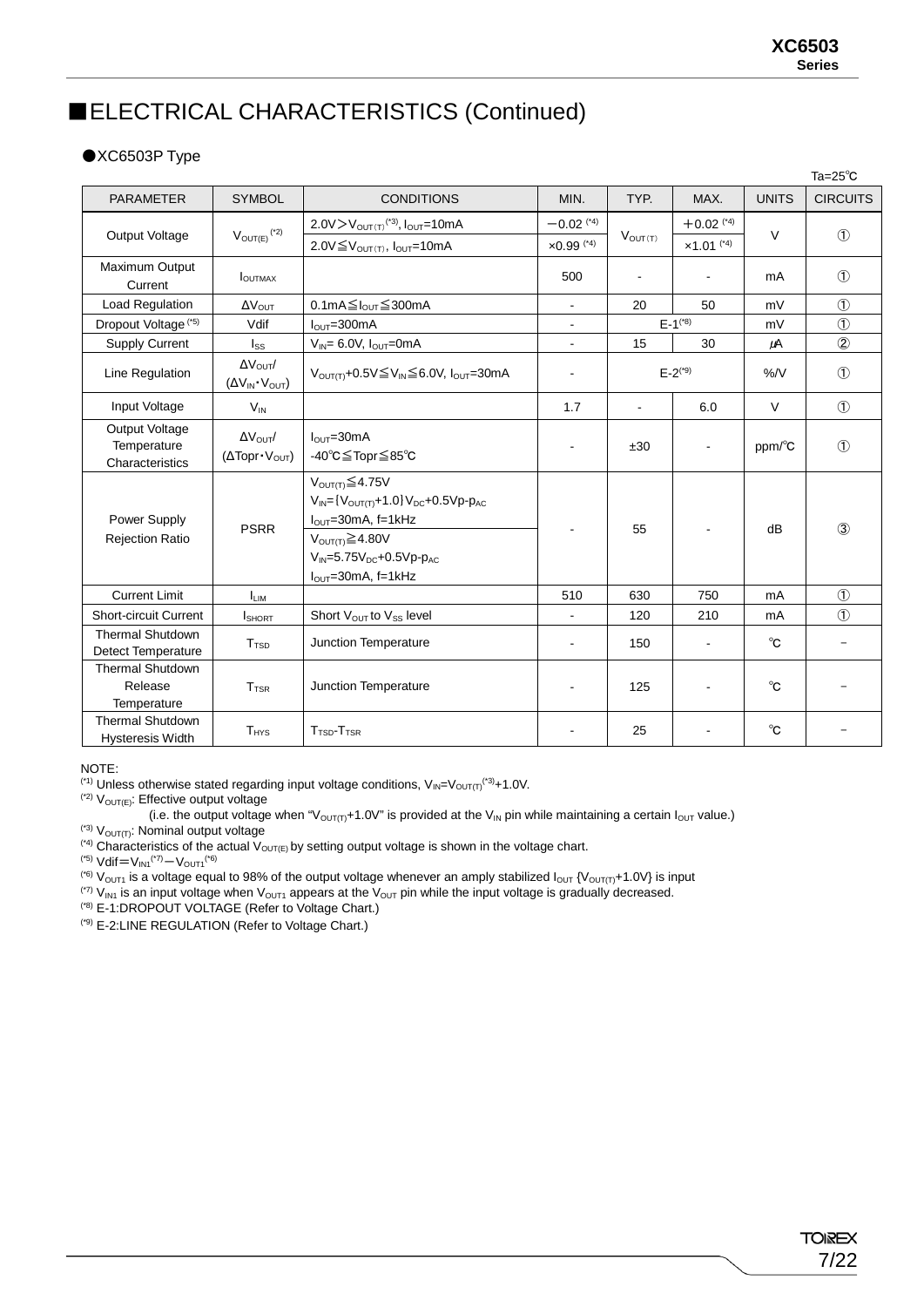# ■ELECTRICAL CHARACTERISTICS (Continued)

●XC6503P Type

Ta=25℃

| PARAMETER | SYMBOL | CONDITIONS | MIN. | TYP. | MAX. | UNITS | CIRCUITS |
|---|---|---|---|---|---|---|---|
| Output Voltage | $V_{OUT(E)}$ (*2) | 2.0V＞$V_{OUT(T)}$(*3), $I_{OUT}$=10mA | −0.02 (*4) | $V_{OUT(T)}$ | ＋0.02 (*4) | V | ① |
| | | 2.0V≦$V_{OUT(T)}$, $I_{OUT}$=10mA | ×0.99 (*4) | | ×1.01 (*4) | | |
| Maximum Output Current | $I_{OUTMAX}$ | | 500 | - | - | mA | ① |
| Load Regulation | $\Delta V_{OUT}$ | 0.1mA≦$I_{OUT}$≦300mA | - | 20 | 50 | mV | ① |
| Dropout Voltage (*5) | Vdif | $I_{OUT}$=300mA | - | E-1(*8) | | mV | ① |
| Supply Current | $I_{SS}$ | $V_{IN}$= 6.0V, $I_{OUT}$=0mA | - | 15 | 30 | μA | ② |
| Line Regulation | $\Delta V_{OUT}$/ ($\Delta V_{IN} \cdot V_{OUT}$) | $V_{OUT(T)}$+0.5V≦$V_{IN}$≦6.0V, $I_{OUT}$=30mA | - | E-2(*9) | | %/V | ① |
| Input Voltage | $V_{IN}$ | | 1.7 | - | 6.0 | V | ① |
| Output Voltage Temperature Characteristics | $\Delta V_{OUT}$/ ($\Delta Topr \cdot V_{OUT}$) | $I_{OUT}$=30mA<br>-40℃≦Topr≦85℃ | - | ±30 | - | ppm/℃ | ① |
| Power Supply Rejection Ratio | PSRR | $V_{OUT(T)}$≦4.75V<br>$V_{IN}$={$V_{OUT(T)}$+1.0}$V_{DC}$+0.5Vp-$p_{AC}$<br>$I_{OUT}$=30mA, f=1kHz | - | 55 | - | dB | ③ |
| | | $V_{OUT(T)}$≧4.80V<br>$V_{IN}$=5.75$V_{DC}$+0.5Vp-$p_{AC}$<br>$I_{OUT}$=30mA, f=1kHz | | | | | |
| Current Limit | $I_{LIM}$ | | 510 | 630 | 750 | mA | ① |
| Short-circuit Current | $I_{SHORT}$ | Short $V_{OUT}$ to $V_{SS}$ level | - | 120 | 210 | mA | ① |
| Thermal Shutdown Detect Temperature | $T_{TSD}$ | Junction Temperature | - | 150 | - | ℃ | − |
| Thermal Shutdown Release Temperature | $T_{TSR}$ | Junction Temperature | - | 125 | - | ℃ | − |
| Thermal Shutdown Hysteresis Width | $T_{HYS}$ | $T_{TSD}$-$T_{TSR}$ | - | 25 | - | ℃ | − |

NOTE:

(*1) Unless otherwise stated regarding input voltage conditions, $V_{IN}$=$V_{OUT(T)}$(*3)+1.0V.

(*2) $V_{OUT(E)}$: Effective output voltage

(i.e. the output voltage when "$V_{OUT(T)}$+1.0V" is provided at the $V_{IN}$ pin while maintaining a certain $I_{OUT}$ value.)

(*3) $V_{OUT(T)}$: Nominal output voltage

(*4) Characteristics of the actual $V_{OUT(E)}$ by setting output voltage is shown in the voltage chart.

(*5) Vdif＝$V_{IN1}$(*7)−$V_{OUT1}$(*6)

(*6) $V_{OUT1}$ is a voltage equal to 98% of the output voltage whenever an amply stabilized $I_{OUT}$ {$V_{OUT(T)}$+1.0V} is input

(*7) $V_{IN1}$ is an input voltage when $V_{OUT1}$ appears at the $V_{OUT}$ pin while the input voltage is gradually decreased.

(*8) E-1:DROPOUT VOLTAGE (Refer to Voltage Chart.)

(*9) E-2:LINE REGULATION (Refer to Voltage Chart.)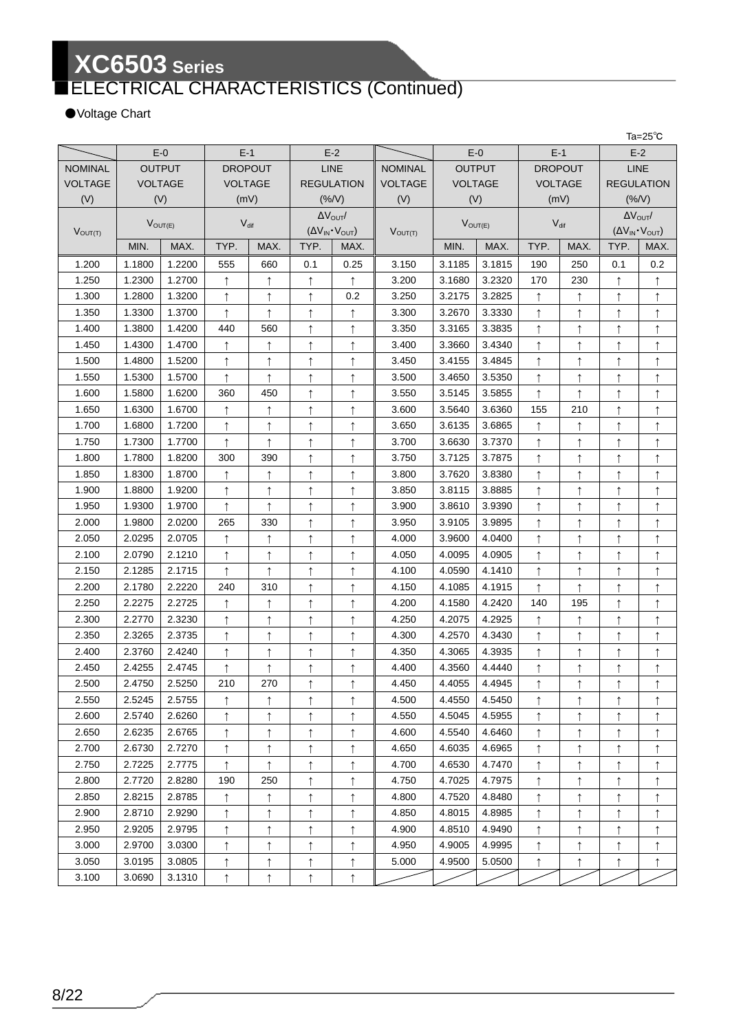# XC6503 Series

## ■ELECTRICAL CHARACTERISTICS (Continued)

●Voltage Chart

Ta=25℃

| | E-0 | | E-1 | | E-2 | | | E-0 | | E-1 | | E-2 | |
|---|---|---|---|---|---|---|---|---|---|---|---|---|---|
| NOMINAL VOLTAGE (V) | OUTPUT VOLTAGE (V) | | DROPOUT VOLTAGE (mV) | | LINE REGULATION (%/V) | | NOMINAL VOLTAGE (V) | OUTPUT VOLTAGE (V) | | DROPOUT VOLTAGE (mV) | | LINE REGULATION (%/V) | |
| $V_{OUT(T)}$ | $V_{OUT(E)}$ | | $V_{dif}$ | | $\Delta V_{OUT}/(\Delta V_{IN} \cdot V_{OUT})$ | | $V_{OUT(T)}$ | $V_{OUT(E)}$ | | $V_{dif}$ | | $\Delta V_{OUT}/(\Delta V_{IN} \cdot V_{OUT})$ | |
| | MIN. | MAX. | TYP. | MAX. | TYP. | MAX. | | MIN. | MAX. | TYP. | MAX. | TYP. | MAX. |
| 1.200 | 1.1800 | 1.2200 | 555 | 660 | 0.1 | 0.25 | 3.150 | 3.1185 | 3.1815 | 190 | 250 | 0.1 | 0.2 |
| 1.250 | 1.2300 | 1.2700 | ↑ | ↑ | ↑ | ↑ | 3.200 | 3.1680 | 3.2320 | 170 | 230 | ↑ | ↑ |
| 1.300 | 1.2800 | 1.3200 | ↑ | ↑ | ↑ | 0.2 | 3.250 | 3.2175 | 3.2825 | ↑ | ↑ | ↑ | ↑ |
| 1.350 | 1.3300 | 1.3700 | ↑ | ↑ | ↑ | ↑ | 3.300 | 3.2670 | 3.3330 | ↑ | ↑ | ↑ | ↑ |
| 1.400 | 1.3800 | 1.4200 | 440 | 560 | ↑ | ↑ | 3.350 | 3.3165 | 3.3835 | ↑ | ↑ | ↑ | ↑ |
| 1.450 | 1.4300 | 1.4700 | ↑ | ↑ | ↑ | ↑ | 3.400 | 3.3660 | 3.4340 | ↑ | ↑ | ↑ | ↑ |
| 1.500 | 1.4800 | 1.5200 | ↑ | ↑ | ↑ | ↑ | 3.450 | 3.4155 | 3.4845 | ↑ | ↑ | ↑ | ↑ |
| 1.550 | 1.5300 | 1.5700 | ↑ | ↑ | ↑ | ↑ | 3.500 | 3.4650 | 3.5350 | ↑ | ↑ | ↑ | ↑ |
| 1.600 | 1.5800 | 1.6200 | 360 | 450 | ↑ | ↑ | 3.550 | 3.5145 | 3.5855 | ↑ | ↑ | ↑ | ↑ |
| 1.650 | 1.6300 | 1.6700 | ↑ | ↑ | ↑ | ↑ | 3.600 | 3.5640 | 3.6360 | 155 | 210 | ↑ | ↑ |
| 1.700 | 1.6800 | 1.7200 | ↑ | ↑ | ↑ | ↑ | 3.650 | 3.6135 | 3.6865 | ↑ | ↑ | ↑ | ↑ |
| 1.750 | 1.7300 | 1.7700 | ↑ | ↑ | ↑ | ↑ | 3.700 | 3.6630 | 3.7370 | ↑ | ↑ | ↑ | ↑ |
| 1.800 | 1.7800 | 1.8200 | 300 | 390 | ↑ | ↑ | 3.750 | 3.7125 | 3.7875 | ↑ | ↑ | ↑ | ↑ |
| 1.850 | 1.8300 | 1.8700 | ↑ | ↑ | ↑ | ↑ | 3.800 | 3.7620 | 3.8380 | ↑ | ↑ | ↑ | ↑ |
| 1.900 | 1.8800 | 1.9200 | ↑ | ↑ | ↑ | ↑ | 3.850 | 3.8115 | 3.8885 | ↑ | ↑ | ↑ | ↑ |
| 1.950 | 1.9300 | 1.9700 | ↑ | ↑ | ↑ | ↑ | 3.900 | 3.8610 | 3.9390 | ↑ | ↑ | ↑ | ↑ |
| 2.000 | 1.9800 | 2.0200 | 265 | 330 | ↑ | ↑ | 3.950 | 3.9105 | 3.9895 | ↑ | ↑ | ↑ | ↑ |
| 2.050 | 2.0295 | 2.0705 | ↑ | ↑ | ↑ | ↑ | 4.000 | 3.9600 | 4.0400 | ↑ | ↑ | ↑ | ↑ |
| 2.100 | 2.0790 | 2.1210 | ↑ | ↑ | ↑ | ↑ | 4.050 | 4.0095 | 4.0905 | ↑ | ↑ | ↑ | ↑ |
| 2.150 | 2.1285 | 2.1715 | ↑ | ↑ | ↑ | ↑ | 4.100 | 4.0590 | 4.1410 | ↑ | ↑ | ↑ | ↑ |
| 2.200 | 2.1780 | 2.2220 | 240 | 310 | ↑ | ↑ | 4.150 | 4.1085 | 4.1915 | ↑ | ↑ | ↑ | ↑ |
| 2.250 | 2.2275 | 2.2725 | ↑ | ↑ | ↑ | ↑ | 4.200 | 4.1580 | 4.2420 | 140 | 195 | ↑ | ↑ |
| 2.300 | 2.2770 | 2.3230 | ↑ | ↑ | ↑ | ↑ | 4.250 | 4.2075 | 4.2925 | ↑ | ↑ | ↑ | ↑ |
| 2.350 | 2.3265 | 2.3735 | ↑ | ↑ | ↑ | ↑ | 4.300 | 4.2570 | 4.3430 | ↑ | ↑ | ↑ | ↑ |
| 2.400 | 2.3760 | 2.4240 | ↑ | ↑ | ↑ | ↑ | 4.350 | 4.3065 | 4.3935 | ↑ | ↑ | ↑ | ↑ |
| 2.450 | 2.4255 | 2.4745 | ↑ | ↑ | ↑ | ↑ | 4.400 | 4.3560 | 4.4440 | ↑ | ↑ | ↑ | ↑ |
| 2.500 | 2.4750 | 2.5250 | 210 | 270 | ↑ | ↑ | 4.450 | 4.4055 | 4.4945 | ↑ | ↑ | ↑ | ↑ |
| 2.550 | 2.5245 | 2.5755 | ↑ | ↑ | ↑ | ↑ | 4.500 | 4.4550 | 4.5450 | ↑ | ↑ | ↑ | ↑ |
| 2.600 | 2.5740 | 2.6260 | ↑ | ↑ | ↑ | ↑ | 4.550 | 4.5045 | 4.5955 | ↑ | ↑ | ↑ | ↑ |
| 2.650 | 2.6235 | 2.6765 | ↑ | ↑ | ↑ | ↑ | 4.600 | 4.5540 | 4.6460 | ↑ | ↑ | ↑ | ↑ |
| 2.700 | 2.6730 | 2.7270 | ↑ | ↑ | ↑ | ↑ | 4.650 | 4.6035 | 4.6965 | ↑ | ↑ | ↑ | ↑ |
| 2.750 | 2.7225 | 2.7775 | ↑ | ↑ | ↑ | ↑ | 4.700 | 4.6530 | 4.7470 | ↑ | ↑ | ↑ | ↑ |
| 2.800 | 2.7720 | 2.8280 | 190 | 250 | ↑ | ↑ | 4.750 | 4.7025 | 4.7975 | ↑ | ↑ | ↑ | ↑ |
| 2.850 | 2.8215 | 2.8785 | ↑ | ↑ | ↑ | ↑ | 4.800 | 4.7520 | 4.8480 | ↑ | ↑ | ↑ | ↑ |
| 2.900 | 2.8710 | 2.9290 | ↑ | ↑ | ↑ | ↑ | 4.850 | 4.8015 | 4.8985 | ↑ | ↑ | ↑ | ↑ |
| 2.950 | 2.9205 | 2.9795 | ↑ | ↑ | ↑ | ↑ | 4.900 | 4.8510 | 4.9490 | ↑ | ↑ | ↑ | ↑ |
| 3.000 | 2.9700 | 3.0300 | ↑ | ↑ | ↑ | ↑ | 4.950 | 4.9005 | 4.9995 | ↑ | ↑ | ↑ | ↑ |
| 3.050 | 3.0195 | 3.0805 | ↑ | ↑ | ↑ | ↑ | 5.000 | 4.9500 | 5.0500 | ↑ | ↑ | ↑ | ↑ |
| 3.100 | 3.0690 | 3.1310 | ↑ | ↑ | ↑ | ↑ | | | | | | | |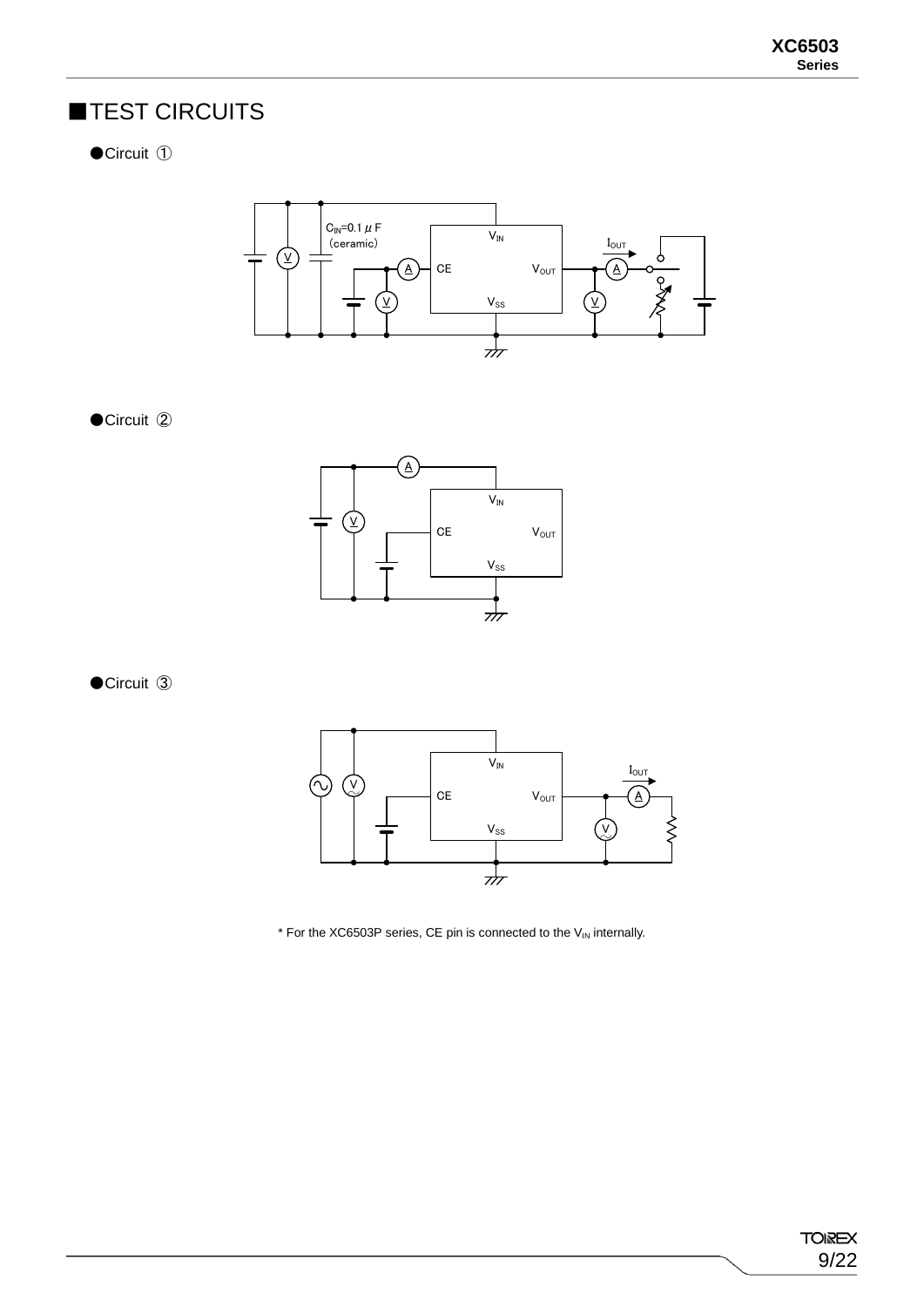## ■TEST CIRCUITS

●Circuit ①

$C_{IN}$=0.1μF
(ceramic)

$V_{IN}$

CE

$V_{OUT}$

$V_{SS}$

$I_{OUT}$

●Circuit ②

$V_{IN}$

CE

$V_{OUT}$

$V_{SS}$

●Circuit ③

$V_{IN}$

CE

$V_{OUT}$

$V_{SS}$

$I_{OUT}$

* For the XC6503P series, CE pin is connected to the $V_{IN}$ internally.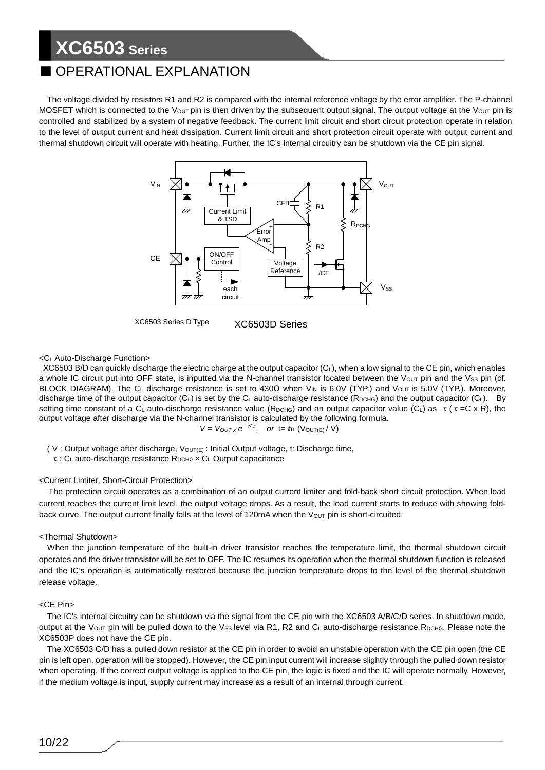## ■ OPERATIONAL EXPLANATION

The voltage divided by resistors R1 and R2 is compared with the internal reference voltage by the error amplifier. The P-channel MOSFET which is connected to the $V_{OUT}$ pin is then driven by the subsequent output signal. The output voltage at the $V_{OUT}$ pin is controlled and stabilized by a system of negative feedback. The current limit circuit and short circuit protection operate in relation to the level of output current and heat dissipation. Current limit circuit and short protection circuit operate with output current and thermal shutdown circuit will operate with heating. Further, the IC's internal circuitry can be shutdown via the CE pin signal.

$V_{IN}$
$V_{OUT}$
CFB
R1
Current Limit & TSD
$R_{DCHG}$
Error Amp
R2
CE
ON/OFF Control
Voltage Reference
/CE
$V_{SS}$
each circuit

XC6503 Series D Type XC6503D Series

<$C_L$ Auto-Discharge Function>

XC6503 B/D can quickly discharge the electric charge at the output capacitor ($C_L$), when a low signal to the CE pin, which enables a whole IC circuit put into OFF state, is inputted via the N-channel transistor located between the $V_{OUT}$ pin and the $V_{SS}$ pin (cf. BLOCK DIAGRAM). The $C_L$ discharge resistance is set to 430Ω when $V_{IN}$ is 6.0V (TYP.) and $V_{OUT}$ is 5.0V (TYP.). Moreover, discharge time of the output capacitor ($C_L$) is set by the $C_L$ auto-discharge resistance ($R_{DCHG}$) and the output capacitor ($C_L$). By setting time constant of a $C_L$ auto-discharge resistance value ($R_{DCHG}$) and an output capacitor value ($C_L$) as $\tau$ ($\tau$ =C x R), the output voltage after discharge via the N-channel transistor is calculated by the following formula.

$$V = V_{OUT} \times e^{-t/\tau}, \quad or \quad t = \tau \ln (V_{OUT(E)} / V)$$

( V : Output voltage after discharge, $V_{OUT(E)}$ : Initial Output voltage, t: Discharge time,
$\tau$ : $C_L$ auto-discharge resistance $R_{DCHG} \times C_L$ Output capacitance

<Current Limiter, Short-Circuit Protection>

The protection circuit operates as a combination of an output current limiter and fold-back short circuit protection. When load current reaches the current limit level, the output voltage drops. As a result, the load current starts to reduce with showing fold-back curve. The output current finally falls at the level of 120mA when the $V_{OUT}$ pin is short-circuited.

<Thermal Shutdown>

When the junction temperature of the built-in driver transistor reaches the temperature limit, the thermal shutdown circuit operates and the driver transistor will be set to OFF. The IC resumes its operation when the thermal shutdown function is released and the IC's operation is automatically restored because the junction temperature drops to the level of the thermal shutdown release voltage.

<CE Pin>

The IC's internal circuitry can be shutdown via the signal from the CE pin with the XC6503 A/B/C/D series. In shutdown mode, output at the $V_{OUT}$ pin will be pulled down to the $V_{SS}$ level via R1, R2 and $C_L$ auto-discharge resistance $R_{DCHG}$. Please note the XC6503P does not have the CE pin.

The XC6503 C/D has a pulled down resistor at the CE pin in order to avoid an unstable operation with the CE pin open (the CE pin is left open, operation will be stopped). However, the CE pin input current will increase slightly through the pulled down resistor when operating. If the correct output voltage is applied to the CE pin, the logic is fixed and the IC will operate normally. However, if the medium voltage is input, supply current may increase as a result of an internal through current.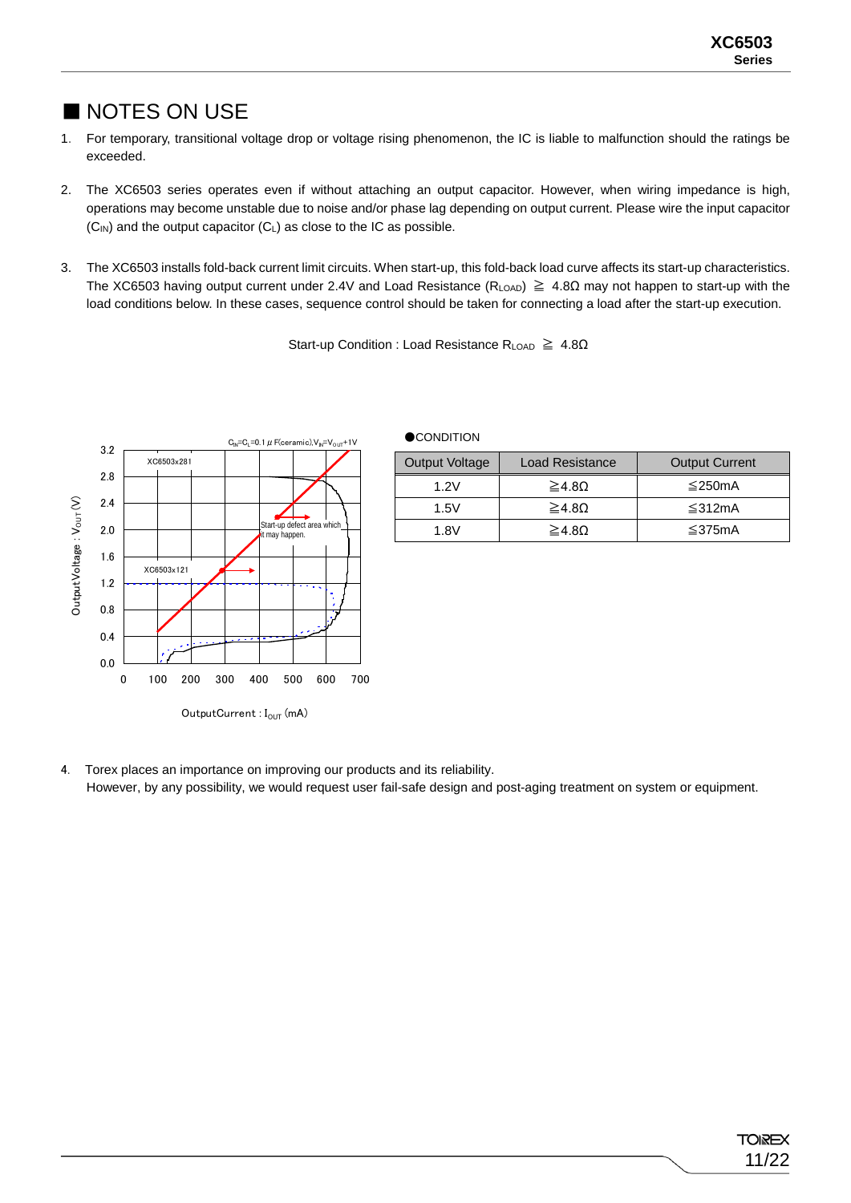## ■ NOTES ON USE

1. For temporary, transitional voltage drop or voltage rising phenomenon, the IC is liable to malfunction should the ratings be exceeded.

2. The XC6503 series operates even if without attaching an output capacitor. However, when wiring impedance is high, operations may become unstable due to noise and/or phase lag depending on output current. Please wire the input capacitor ($C_{IN}$) and the output capacitor ($C_L$) as close to the IC as possible.

3. The XC6503 installs fold-back current limit circuits. When start-up, this fold-back load curve affects its start-up characteristics. The XC6503 having output current under 2.4V and Load Resistance ($R_{LOAD}$) ≧ 4.8Ω may not happen to start-up with the load conditions below. In these cases, sequence control should be taken for connecting a load after the start-up execution.

Start-up Condition : Load Resistance $R_{LOAD}$ ≧ 4.8Ω

$C_{IN}=C_L=0.1\mu F$(ceramic), $V_{IN}=V_{OUT}+1V$

XC6503x281

XC6503x121

Start-up defect area which it may happen.

Output Voltage : $V_{OUT}$ (V)

3.2, 2.8, 2.4, 2.0, 1.6, 1.2, 0.8, 0.4, 0.0

0, 100, 200, 300, 400, 500, 600, 700

Output Current : $I_{OUT}$ (mA)

●CONDITION

| Output Voltage | Load Resistance | Output Current |
|---|---|---|
| 1.2V | ≧4.8Ω | ≦250mA |
| 1.5V | ≧4.8Ω | ≦312mA |
| 1.8V | ≧4.8Ω | ≦375mA |

4. Torex places an importance on improving our products and its reliability.
   However, by any possibility, we would request user fail-safe design and post-aging treatment on system or equipment.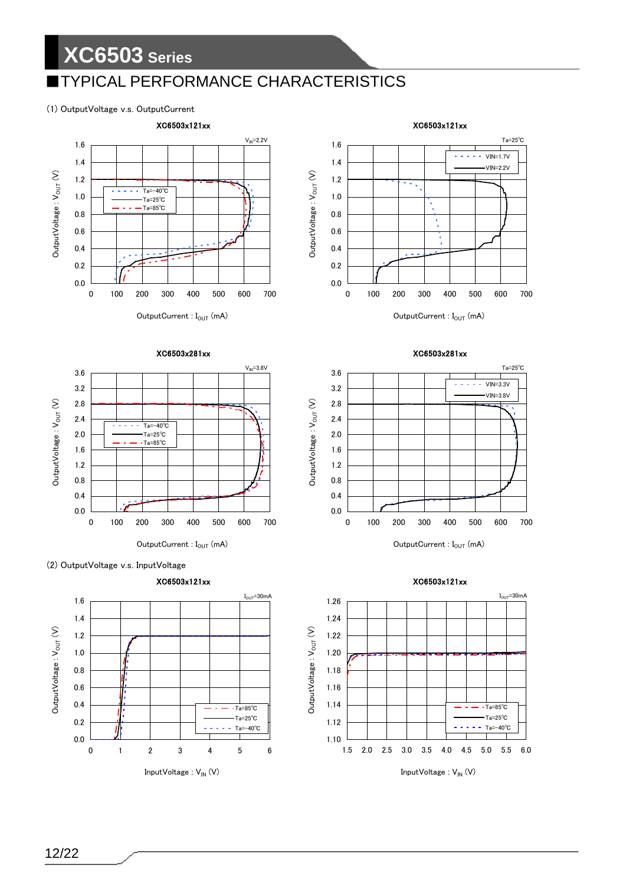# XC6503 Series

## ■TYPICAL PERFORMANCE CHARACTERISTICS

(1) OutputVoltage v.s. OutputCurrent

XC6503x121xx

$V_{IN}$=2.2V

Ta=-40℃
Ta=25℃
Ta=85℃

OutputVoltage : $V_{OUT}$ (V)

1.6
1.4
1.2
1.0
0.8
0.6
0.4
0.2
0.0

0 100 200 300 400 500 600 700

OutputCurrent : $I_{OUT}$ (mA)

XC6503x121xx

Ta=25℃

VIN=1.7V
VIN=2.2V

OutputVoltage : $V_{OUT}$ (V)

1.6
1.4
1.2
1.0
0.8
0.6
0.4
0.2
0.0

0 100 200 300 400 500 600 700

OutputCurrent : $I_{OUT}$ (mA)

XC6503x281xx

$V_{IN}$=3.8V

Ta=-40℃
Ta=25℃
Ta=85℃

OutputVoltage : $V_{OUT}$ (V)

3.6
3.2
2.8
2.4
2.0
1.6
1.2
0.8
0.4
0.0

0 100 200 300 400 500 600 700

OutputCurrent : $I_{OUT}$ (mA)

XC6503x281xx

Ta=25℃

VIN=3.3V
VIN=3.8V

OutputVoltage : $V_{OUT}$ (V)

3.6
3.2
2.8
2.4
2.0
1.6
1.2
0.8
0.4
0.0

0 100 200 300 400 500 600 700

OutputCurrent : $I_{OUT}$ (mA)

(2) OutputVoltage v.s. InputVoltage

XC6503x121xx

$I_{OUT}$=30mA

Ta=85℃
Ta=25℃
Ta=-40℃

OutputVoltage : $V_{OUT}$ (V)

1.6
1.4
1.2
1.0
0.8
0.6
0.4
0.2
0.0

0 1 2 3 4 5 6

InputVoltage : $V_{IN}$ (V)

XC6503x121xx

$I_{OUT}$=30mA

Ta=85℃
Ta=25℃
Ta=-40℃

OutputVoltage : $V_{OUT}$ (V)

1.26
1.24
1.22
1.20
1.18
1.16
1.14
1.12
1.10

1.5 2.0 2.5 3.0 3.5 4.0 4.5 5.0 5.5 6.0

InputVoltage : $V_{IN}$ (V)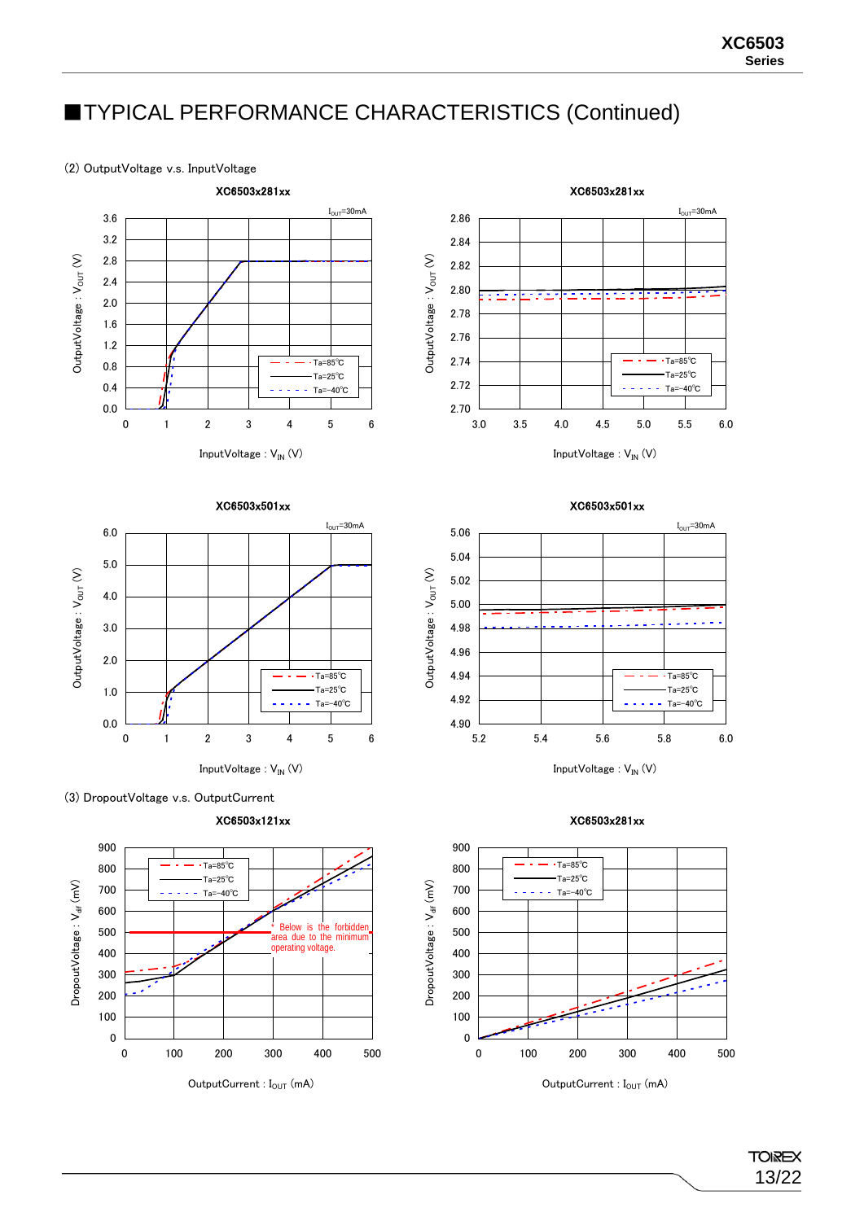# ■TYPICAL PERFORMANCE CHARACTERISTICS (Continued)

(2) OutputVoltage v.s. InputVoltage

XC6503x281xx

$I_{OUT}$=30mA

OutputVoltage : $V_{OUT}$ (V)

3.6
3.2
2.8
2.4
2.0
1.6
1.2
0.8
0.4
0.0

0 1 2 3 4 5 6

InputVoltage : $V_{IN}$ (V)

Ta=85℃
Ta=25℃
Ta=-40℃

XC6503x281xx

$I_{OUT}$=30mA

OutputVoltage : $V_{OUT}$ (V)

2.86
2.84
2.82
2.80
2.78
2.76
2.74
2.72
2.70

3.0 3.5 4.0 4.5 5.0 5.5 6.0

InputVoltage : $V_{IN}$ (V)

Ta=85℃
Ta=25℃
Ta=-40℃

XC6503x501xx

$I_{OUT}$=30mA

OutputVoltage : $V_{OUT}$ (V)

6.0
5.0
4.0
3.0
2.0
1.0
0.0

0 1 2 3 4 5 6

InputVoltage : $V_{IN}$ (V)

Ta=85℃
Ta=25℃
Ta=-40℃

XC6503x501xx

$I_{OUT}$=30mA

OutputVoltage : $V_{OUT}$ (V)

5.06
5.04
5.02
5.00
4.98
4.96
4.94
4.92
4.90

5.2 5.4 5.6 5.8 6.0

InputVoltage : $V_{IN}$ (V)

Ta=85℃
Ta=25℃
Ta=-40℃

(3) DropoutVoltage v.s. OutputCurrent

XC6503x121xx

DropoutVoltage : $V_{dif}$ (mV)

900
800
700
600
500
400
300
200
100
0

0 100 200 300 400 500

OutputCurrent : $I_{OUT}$ (mA)

Ta=85℃
Ta=25℃
Ta=-40℃

* Below is the forbidden area due to the minimum operating voltage.

XC6503x281xx

DropoutVoltage : $V_{dif}$ (mV)

900
800
700
600
500
400
300
200
100
0

0 100 200 300 400 500

OutputCurrent : $I_{OUT}$ (mA)

Ta=85℃
Ta=25℃
Ta=-40℃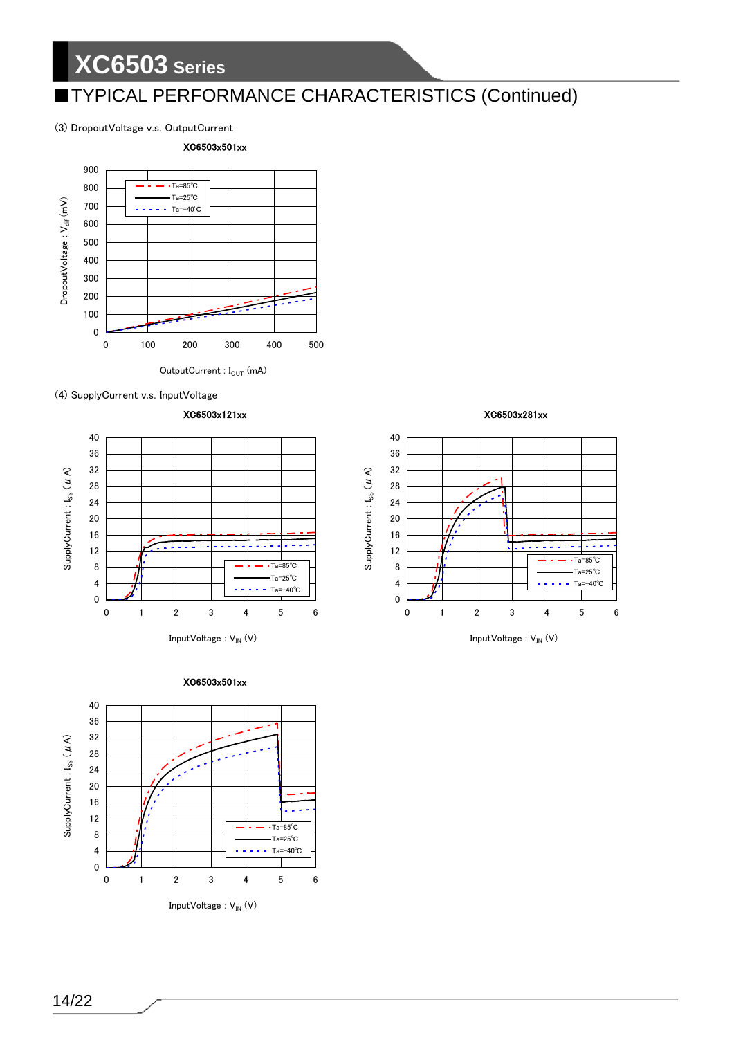## ■TYPICAL PERFORMANCE CHARACTERISTICS (Continued)

(3) DropoutVoltage v.s. OutputCurrent

**XC6503x501xx**

DropoutVoltage : $V_{dif}$ (mV)

900
800
700
600
500
400
300
200
100
0

0 100 200 300 400 500

OutputCurrent : $I_{OUT}$ (mA)

Ta=85℃
Ta=25℃
Ta=-40℃

(4) SupplyCurrent v.s. InputVoltage

**XC6503x121xx**

SupplyCurrent : $I_{SS}$ ( μ A)

40
36
32
28
24
20
16
12
8
4
0

0 1 2 3 4 5 6

InputVoltage : $V_{IN}$ (V)

Ta=85℃
Ta=25℃
Ta=-40℃

**XC6503x281xx**

SupplyCurrent : $I_{SS}$ ( μ A)

40
36
32
28
24
20
16
12
8
4
0

0 1 2 3 4 5 6

InputVoltage : $V_{IN}$ (V)

Ta=85℃
Ta=25℃
Ta=-40℃

**XC6503x501xx**

SupplyCurrent : $I_{SS}$ ( μ A)

40
36
32
28
24
20
16
12
8
4
0

0 1 2 3 4 5 6

InputVoltage : $V_{IN}$ (V)

Ta=85℃
Ta=25℃
Ta=-40℃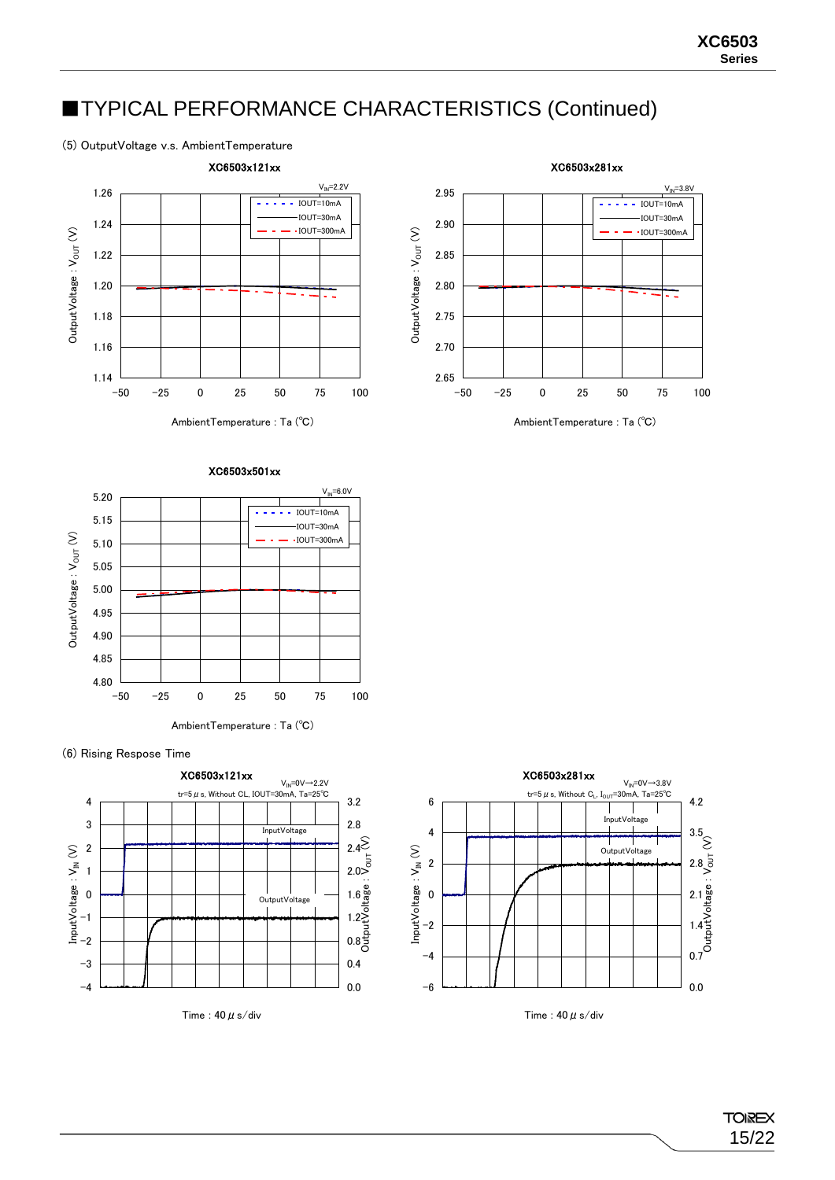## ■TYPICAL PERFORMANCE CHARACTERISTICS (Continued)

(5) OutputVoltage v.s. AmbientTemperature

XC6503x121xx

$V_{IN}$=2.2V

IOUT=10mA
IOUT=30mA
IOUT=300mA

OutputVoltage : $V_{OUT}$ (V)

1.26
1.24
1.22
1.20
1.18
1.16
1.14

−50 −25 0 25 50 75 100

AmbientTemperature : Ta (℃)

XC6503x281xx

$V_{IN}$=3.8V

IOUT=10mA
IOUT=30mA
IOUT=300mA

OutputVoltage : $V_{OUT}$ (V)

2.95
2.90
2.85
2.80
2.75
2.70
2.65

−50 −25 0 25 50 75 100

AmbientTemperature : Ta (℃)

XC6503x501xx

$V_{IN}$=6.0V

IOUT=10mA
IOUT=30mA
IOUT=300mA

OutputVoltage : $V_{OUT}$ (V)

5.20
5.15
5.10
5.05
5.00
4.95
4.90
4.85
4.80

−50 −25 0 25 50 75 100

AmbientTemperature : Ta (℃)

(6) Rising Respose Time

XC6503x121xx

$V_{IN}$=0V→2.2V
tr=5μs, Without CL, IOUT=30mA, Ta=25℃

InputVoltage
OutputVoltage

InputVoltage : $V_{IN}$ (V)

4
3
2
1
0
−1
−2
−3
−4

OutputVoltage : $V_{OUT}$ (V)

3.2
2.8
2.4
2.0
1.6
1.2
0.8
0.4
0.0

Time : 40μs/div

XC6503x281xx

$V_{IN}$=0V→3.8V
tr=5μs, Without $C_L$, $I_{OUT}$=30mA, Ta=25℃

InputVoltage
OutputVoltage

InputVoltage : $V_{IN}$ (V)

6
4
2
0
−2
−4
−6

OutputVoltage : $V_{OUT}$ (V)

4.2
3.5
2.8
2.1
1.4
0.7
0.0

Time : 40μs/div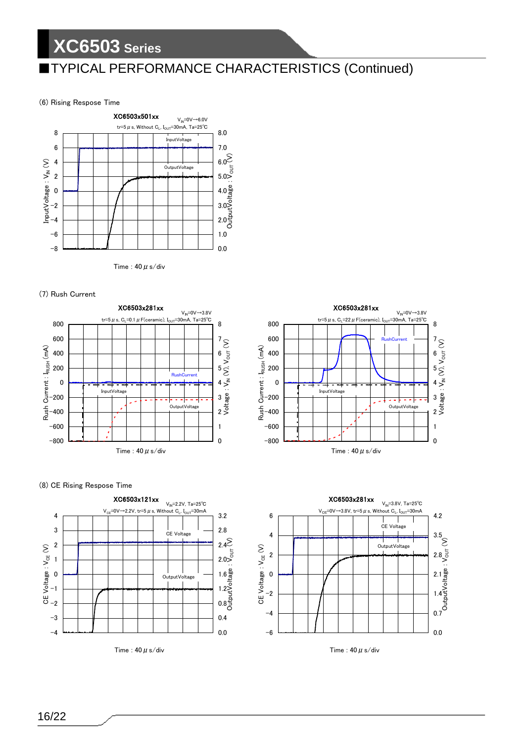## ■TYPICAL PERFORMANCE CHARACTERISTICS (Continued)

(6) Rising Respose Time

XC6503x501xx

$V_{IN}$=0V→6.0V

tr=5 μ s, Without $C_L$, $I_{OUT}$=30mA, Ta=25℃

InputVoltage

OutputVoltage

InputVoltage : $V_{IN}$ (V)

8
6
4
2
0
−2
−4
−6
−8

OutputVoltage : $V_{OUT}$ (V)

8.0
7.0
6.0
5.0
4.0
3.0
2.0
1.0
0.0

Time : 40 μ s/div

(7) Rush Current

XC6503x281xx

$V_{IN}$=0V→3.8V

tr=5 μ s, $C_L$=0.1 μ F(ceramic), $I_{OUT}$=30mA, Ta=25℃

RushCurrent

InputVoltage

OutputVoltage

Rush Current : $I_{RUSH}$ (mA)

800
600
400
200
0
−200
−400
−600
−800

Voltage : $V_{IN}$ (V), $V_{OUT}$ (V)

8
7
6
5
4
3
2
1
0

Time : 40 μ s/div

XC6503x281xx

$V_{IN}$=0V→3.8V

tr=5 μ s, $C_L$=22 μ F(ceramic), $I_{OUT}$=30mA, Ta=25℃

RushCurrent

InputVoltage

OutputVoltage

Rush Current : $I_{RUSH}$ (mA)

800
600
400
200
0
−200
−400
−600
−800

Voltage : $V_{IN}$ (V), $V_{OUT}$ (V)

8
7
6
5
4
3
2
1
0

Time : 40 μ s/div

(8) CE Rising Respose Time

XC6503x121xx

$V_{IN}$=2.2V, Ta=25℃

$V_{CE}$=0V→2.2V, tr=5 μ s, Without $C_L$, $I_{OUT}$=30mA

CE Voltage

OutputVoltage

CE Voltage : $V_{CE}$ (V)

4
3
2
1
0
−1
−2
−3
−4

OutputVoltage : $V_{OUT}$ (V)

3.2
2.8
2.4
2.0
1.6
1.2
0.8
0.4
0.0

Time : 40 μ s/div

XC6503x281xx

$V_{IN}$=3.8V, Ta=25℃

$V_{CE}$=0V→3.8V, tr=5 μ s, Without $C_L$, $I_{OUT}$=30mA

CE Voltage

OutputVoltage

CE Voltage : $V_{CE}$ (V)

6
4
2
0
−2
−4
−6

OutputVoltage : $V_{OUT}$ (V)

4.2
3.5
2.8
2.1
1.4
0.7
0.0

Time : 40 μ s/div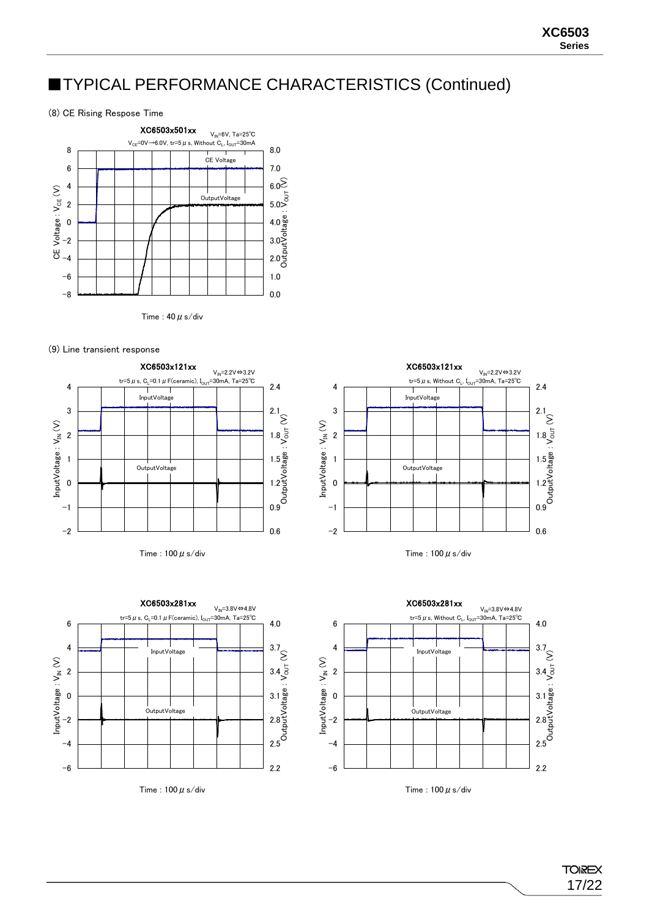# ■TYPICAL PERFORMANCE CHARACTERISTICS (Continued)

(8) CE Rising Respose Time

XC6503x501xx

$V_{IN}$=6V, Ta=25℃

$V_{CE}$=0V→6.0V, tr=5μs, Without $C_L$, $I_{OUT}$=30mA

CE Voltage : $V_{CE}$ (V)

8
6
4
2
0
−2
−4
−6
−8

OutputVoltage : $V_{OUT}$ (V)

8.0
7.0
6.0
5.0
4.0
3.0
2.0
1.0
0.0

CE Voltage

OutputVoltage

Time : 40μs/div

(9) Line transient response

XC6503x121xx

$V_{IN}$=2.2V⇔3.2V

tr=5μs, $C_L$=0.1μF(ceramic), $I_{OUT}$=30mA, Ta=25℃

InputVoltage : $V_{IN}$ (V)

4
3
2
1
0
−1
−2

OutputVoltage : $V_{OUT}$ (V)

2.4
2.1
1.8
1.5
1.2
0.9
0.6

InputVoltage

OutputVoltage

Time : 100μs/div

XC6503x121xx

$V_{IN}$=2.2V⇔3.2V

tr=5μs, Without $C_L$, $I_{OUT}$=30mA, Ta=25℃

InputVoltage : $V_{IN}$ (V)

4
3
2
1
0
−1
−2

OutputVoltage : $V_{OUT}$ (V)

2.4
2.1
1.8
1.5
1.2
0.9
0.6

InputVoltage

OutputVoltage

Time : 100μs/div

XC6503x281xx

$V_{IN}$=3.8V⇔4.8V

tr=5μs, $C_L$=0.1μF(ceramic), $I_{OUT}$=30mA, Ta=25℃

InputVoltage : $V_{IN}$ (V)

6
4
2
0
−2
−4
−6

OutputVoltage : $V_{OUT}$ (V)

4.0
3.7
3.4
3.1
2.8
2.5
2.2

InputVoltage

OutputVoltage

Time : 100μs/div

XC6503x281xx

$V_{IN}$=3.8V⇔4.8V

tr=5μs, Without $C_L$, $I_{OUT}$=30mA, Ta=25℃

InputVoltage : $V_{IN}$ (V)

6
4
2
0
−2
−4
−6

OutputVoltage : $V_{OUT}$ (V)

4.0
3.7
3.4
3.1
2.8
2.5
2.2

InputVoltage

OutputVoltage

Time : 100μs/div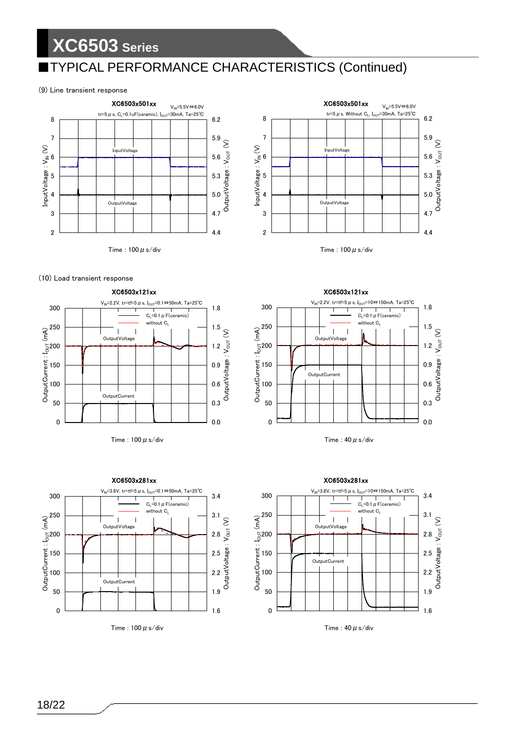## ■TYPICAL PERFORMANCE CHARACTERISTICS (Continued)

(9) Line transient response

**XC6503x501xx**

$V_{IN}$=5.5V⇔6.0V

tr=5 μ s, $C_L$=0.1uF(ceramic), $I_{OUT}$=30mA, Ta=25℃

InputVoltage : $V_{IN}$ (V)

OutputVoltage : $V_{OUT}$ (V)

8, 7, 6, 5, 4, 3, 2

6.2, 5.9, 5.6, 5.3, 5.0, 4.7, 4.4

InputVoltage

OutputVoltage

Time : 100 μ s/div

**XC6503x501xx**

$V_{IN}$=5.5V⇔6.0V

tr=5 μ s, Without $C_L$, $I_{OUT}$=30mA, Ta=25℃

InputVoltage : $V_{IN}$ (V)

OutputVoltage : $V_{OUT}$ (V)

8, 7, 6, 5, 4, 3, 2

6.2, 5.9, 5.6, 5.3, 5.0, 4.7, 4.4

InputVoltage

OutputVoltage

Time : 100 μ s/div

(10) Load transient response

**XC6503x121xx**

$V_{IN}$=2.2V, tr=tf=5 μ s, $I_{OUT}$=0.1⇔50mA, Ta=25℃

$C_L$=0.1 μ F(ceramic)

without $C_L$

OutputCurrent : $I_{OUT}$ (mA)

OutputVoltage : $V_{OUT}$ (V)

300, 250, 200, 150, 100, 50, 0

1.8, 1.5, 1.2, 0.9, 0.6, 0.3, 0.0

OutputVoltage

OutputCurrent

Time : 100 μ s/div

**XC6503x121xx**

$V_{IN}$=2.2V, tr=tf=5 μ s, $I_{OUT}$=10⇔150mA, Ta=25℃

$C_L$=0.1 μ F(ceramic)

without $C_L$

OutputCurrent : $I_{OUT}$ (mA)

OutputVoltage : $V_{OUT}$ (V)

300, 250, 200, 150, 100, 50, 0

1.8, 1.5, 1.2, 0.9, 0.6, 0.3, 0.0

OutputVoltage

OutputCurrent

Time : 40 μ s/div

**XC6503x281xx**

$V_{IN}$=3.8V, tr=tf=5 μ s, $I_{OUT}$=0.1⇔50mA, Ta=25℃

$C_L$=0.1 μ F(ceramic)

without $C_L$

OutputCurrent : $I_{OUT}$ (mA)

OutputVoltage : $V_{OUT}$ (V)

300, 250, 200, 150, 100, 50, 0

3.4, 3.1, 2.8, 2.5, 2.2, 1.9, 1.6

OutputVoltage

OutputCurrent

Time : 100 μ s/div

**XC6503x281xx**

$V_{IN}$=3.8V, tr=tf=5 μ s, $I_{OUT}$=10⇔150mA, Ta=25℃

$C_L$=0.1 μ F(ceramic)

without $C_L$

OutputCurrent : $I_{OUT}$ (mA)

OutputVoltage : $V_{OUT}$ (V)

300, 250, 200, 150, 100, 50, 0

3.4, 3.1, 2.8, 2.5, 2.2, 1.9, 1.6

OutputVoltage

OutputCurrent

Time : 40 μ s/div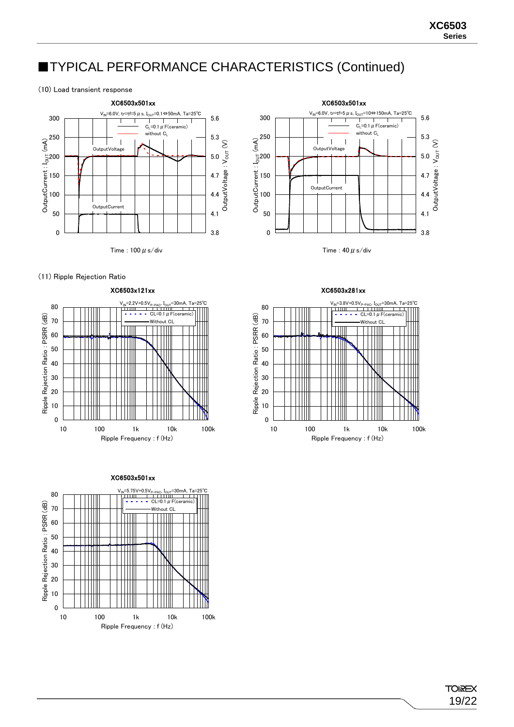# ■TYPICAL PERFORMANCE CHARACTERISTICS (Continued)

(10) Load transient response

**XC6503x501xx**

$V_{IN}$=6.0V, tr=tf=5μs, $I_{OUT}$=0.1⇔50mA, Ta=25℃

$C_L$=0.1μF(ceramic)
without $C_L$

Output Voltage
Output Current

OutputCurrent : $I_{OUT}$ (mA)
0, 50, 100, 150, 200, 250, 300

Output Voltage : $V_{OUT}$ (V)
3.8, 4.1, 4.4, 4.7, 5.0, 5.3, 5.6

Time : 100μs/div

**XC6503x501xx**

$V_{IN}$=6.0V, tr=tf=5μs, $I_{OUT}$=10⇔150mA, Ta=25℃

$C_L$=0.1μF(ceramic)
without $C_L$

Output Voltage
Output Current

OutputCurrent : $I_{OUT}$ (mA)
0, 50, 100, 150, 200, 250, 300

Output Voltage : $V_{OUT}$ (V)
3.8, 4.1, 4.4, 4.7, 5.0, 5.3, 5.6

Time : 40μs/div

(11) Ripple Rejection Ratio

**XC6503x121xx**

$V_{IN}$=2.2V+0.5$V_{P-PAC}$, $I_{OUT}$=30mA, Ta=25℃

CL=0.1μF(ceramic)
Without CL

Ripple Rejection Ratio : PSRR (dB)
0, 10, 20, 30, 40, 50, 60, 70, 80

Ripple Frequency : f (Hz)
10, 100, 1k, 10k, 100k

**XC6503x281xx**

$V_{IN}$=3.8V+0.5$V_{P-PAC}$, $I_{OUT}$=30mA, Ta=25℃

CL=0.1μF(ceramic)
Without CL

Ripple Rejection Ratio : PSRR (dB)
0, 10, 20, 30, 40, 50, 60, 70, 80

Ripple Frequency : f (Hz)
10, 100, 1k, 10k, 100k

**XC6503x501xx**

$V_{IN}$=5.75V+0.5$V_{P-PAC}$, $I_{OUT}$=30mA, Ta=25℃

CL=0.1μF(ceramic)
Without CL

Ripple Rejection Ratio : PSRR (dB)
0, 10, 20, 30, 40, 50, 60, 70, 80

Ripple Frequency : f (Hz)
10, 100, 1k, 10k, 100k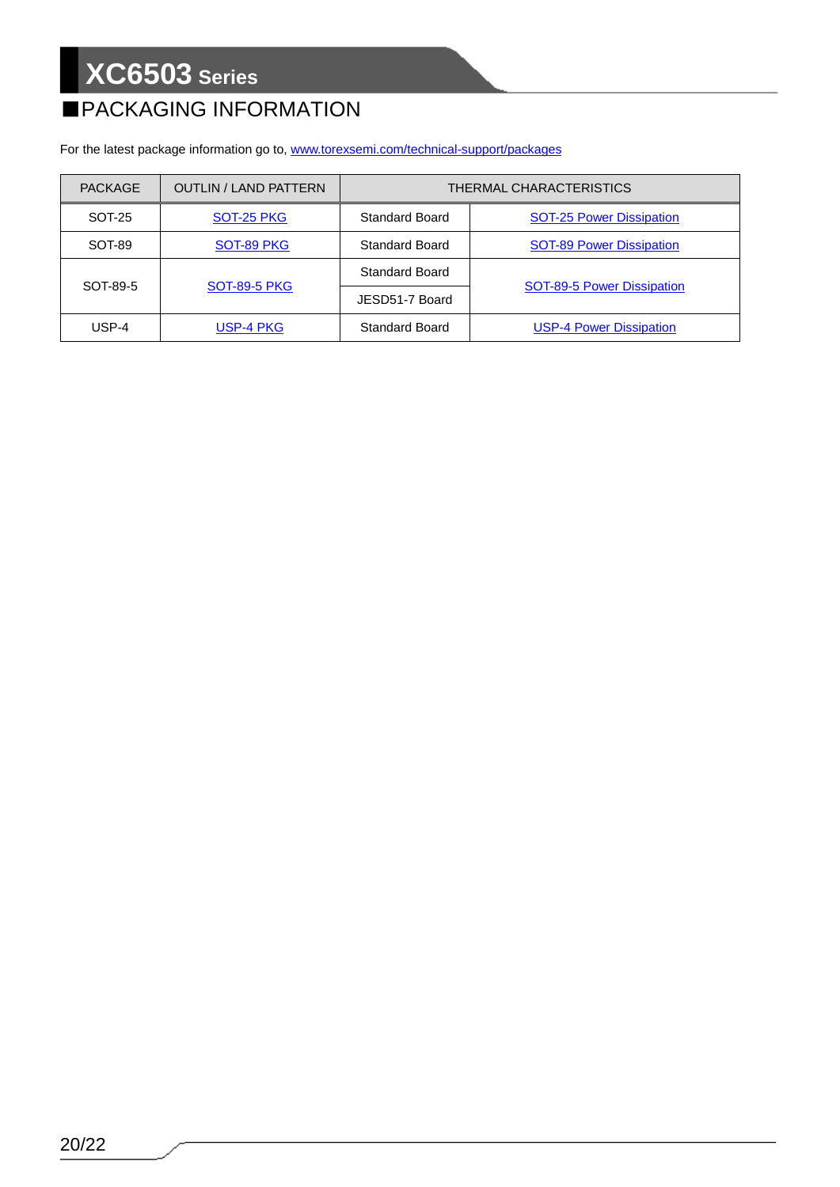## ■PACKAGING INFORMATION

For the latest package information go to, www.torexsemi.com/technical-support/packages

| PACKAGE | OUTLIN / LAND PATTERN | THERMAL CHARACTERISTICS | |
|---|---|---|---|
| SOT-25 | SOT-25 PKG | Standard Board | SOT-25 Power Dissipation |
| SOT-89 | SOT-89 PKG | Standard Board | SOT-89 Power Dissipation |
| SOT-89-5 | SOT-89-5 PKG | Standard Board | SOT-89-5 Power Dissipation |
| | | JESD51-7 Board | |
| USP-4 | USP-4 PKG | Standard Board | USP-4 Power Dissipation |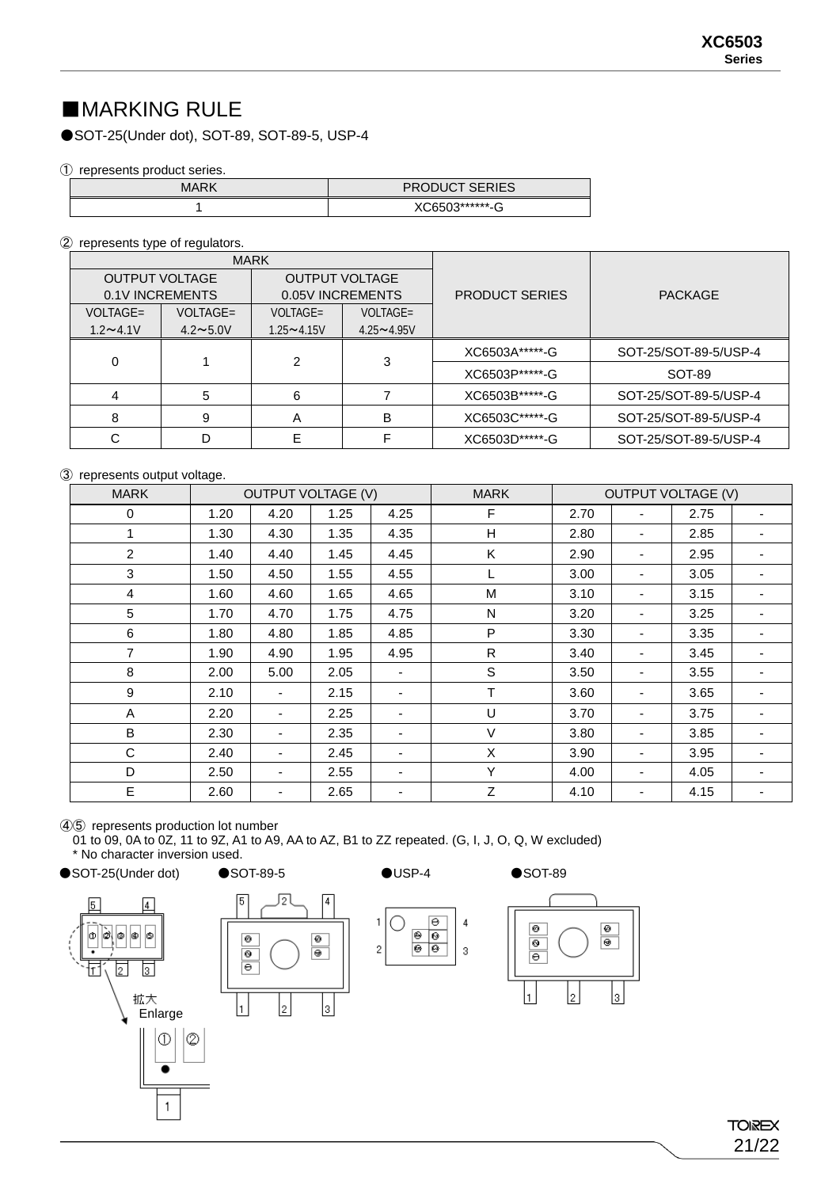## ■MARKING RULE

●SOT-25(Under dot), SOT-89, SOT-89-5, USP-4

① represents product series.

| MARK | PRODUCT SERIES |
|---|---|
| 1 | XC6503******-G |

② represents type of regulators.

| MARK | | | | PRODUCT SERIES | PACKAGE |
|---|---|---|---|---|---|
| OUTPUT VOLTAGE 0.1V INCREMENTS | | OUTPUT VOLTAGE 0.05V INCREMENTS | | | |
| VOLTAGE= 1.2～4.1V | VOLTAGE= 4.2～5.0V | VOLTAGE= 1.25～4.15V | VOLTAGE= 4.25～4.95V | | |
| 0 | 1 | 2 | 3 | XC6503A*****-G | SOT-25/SOT-89-5/USP-4 |
| | | | | XC6503P*****-G | SOT-89 |
| 4 | 5 | 6 | 7 | XC6503B*****-G | SOT-25/SOT-89-5/USP-4 |
| 8 | 9 | A | B | XC6503C*****-G | SOT-25/SOT-89-5/USP-4 |
| C | D | E | F | XC6503D*****-G | SOT-25/SOT-89-5/USP-4 |

③ represents output voltage.

| MARK | OUTPUT VOLTAGE (V) | | | | MARK | OUTPUT VOLTAGE (V) | | | |
|---|---|---|---|---|---|---|---|---|---|
| 0 | 1.20 | 4.20 | 1.25 | 4.25 | F | 2.70 | - | 2.75 | - |
| 1 | 1.30 | 4.30 | 1.35 | 4.35 | H | 2.80 | - | 2.85 | - |
| 2 | 1.40 | 4.40 | 1.45 | 4.45 | K | 2.90 | - | 2.95 | - |
| 3 | 1.50 | 4.50 | 1.55 | 4.55 | L | 3.00 | - | 3.05 | - |
| 4 | 1.60 | 4.60 | 1.65 | 4.65 | M | 3.10 | - | 3.15 | - |
| 5 | 1.70 | 4.70 | 1.75 | 4.75 | N | 3.20 | - | 3.25 | - |
| 6 | 1.80 | 4.80 | 1.85 | 4.85 | P | 3.30 | - | 3.35 | - |
| 7 | 1.90 | 4.90 | 1.95 | 4.95 | R | 3.40 | - | 3.45 | - |
| 8 | 2.00 | 5.00 | 2.05 | - | S | 3.50 | - | 3.55 | - |
| 9 | 2.10 | - | 2.15 | - | T | 3.60 | - | 3.65 | - |
| A | 2.20 | - | 2.25 | - | U | 3.70 | - | 3.75 | - |
| B | 2.30 | - | 2.35 | - | V | 3.80 | - | 3.85 | - |
| C | 2.40 | - | 2.45 | - | X | 3.90 | - | 3.95 | - |
| D | 2.50 | - | 2.55 | - | Y | 4.00 | - | 4.05 | - |
| E | 2.60 | - | 2.65 | - | Z | 4.10 | - | 4.15 | - |

④⑤ represents production lot number
01 to 09, 0A to 0Z, 11 to 9Z, A1 to A9, AA to AZ, B1 to ZZ repeated. (G, I, J, O, Q, W excluded)
* No character inversion used.

●SOT-25(Under dot) ●SOT-89-5 ●USP-4 ●SOT-89

5 4
① ② ③ ④ ⑤
1 2 3
拡大
Enlarge
① ②
1

5 2 4
② ④
③ ⑤
①
1 2 3

1 ① 4
② ④
③ ⑤
2 3

② ④
③ ⑤
①
1 2 3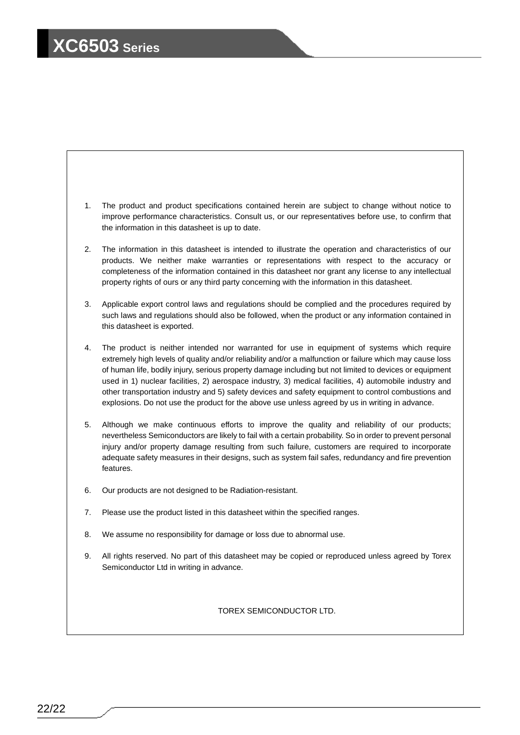1. The product and product specifications contained herein are subject to change without notice to improve performance characteristics. Consult us, or our representatives before use, to confirm that the information in this datasheet is up to date.

2. The information in this datasheet is intended to illustrate the operation and characteristics of our products. We neither make warranties or representations with respect to the accuracy or completeness of the information contained in this datasheet nor grant any license to any intellectual property rights of ours or any third party concerning with the information in this datasheet.

3. Applicable export control laws and regulations should be complied and the procedures required by such laws and regulations should also be followed, when the product or any information contained in this datasheet is exported.

4. The product is neither intended nor warranted for use in equipment of systems which require extremely high levels of quality and/or reliability and/or a malfunction or failure which may cause loss of human life, bodily injury, serious property damage including but not limited to devices or equipment used in 1) nuclear facilities, 2) aerospace industry, 3) medical facilities, 4) automobile industry and other transportation industry and 5) safety devices and safety equipment to control combustions and explosions. Do not use the product for the above use unless agreed by us in writing in advance.

5. Although we make continuous efforts to improve the quality and reliability of our products; nevertheless Semiconductors are likely to fail with a certain probability. So in order to prevent personal injury and/or property damage resulting from such failure, customers are required to incorporate adequate safety measures in their designs, such as system fail safes, redundancy and fire prevention features.

6. Our products are not designed to be Radiation-resistant.

7. Please use the product listed in this datasheet within the specified ranges.

8. We assume no responsibility for damage or loss due to abnormal use.

9. All rights reserved. No part of this datasheet may be copied or reproduced unless agreed by Torex Semiconductor Ltd in writing in advance.

TOREX SEMICONDUCTOR LTD.